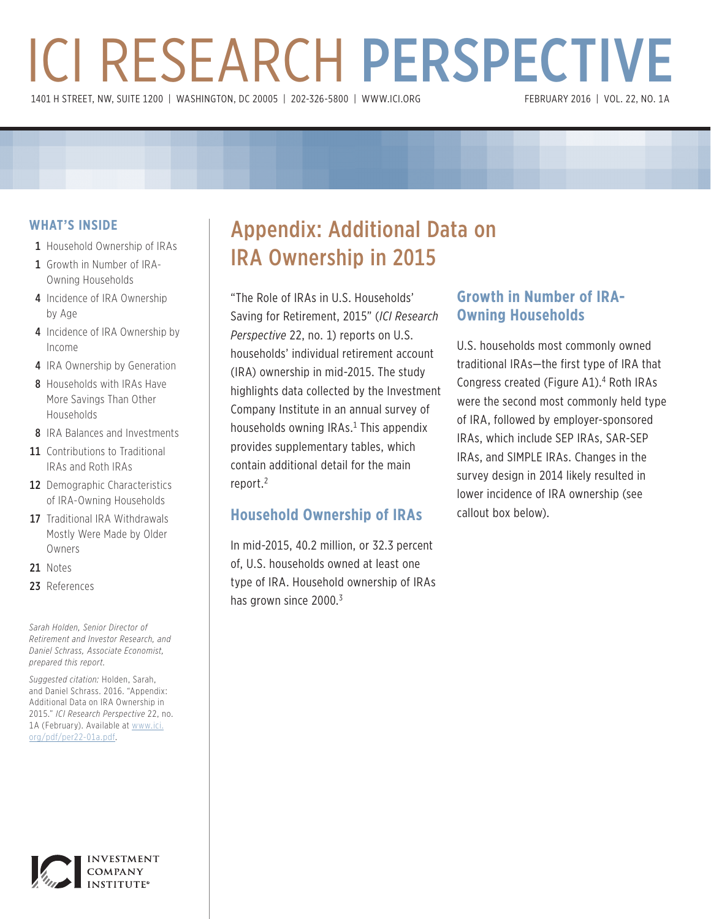# ICI RESEARCH PERSPECTIVE

1401 H STREET, NW, SUITE 1200 | WASHINGTON, DC 20005 | 202-326-5800 | WWW.ICI.ORG

FEBRUARY 2016 | VOL. 22, NO. 1A

## WHAT'S INSIDE

- 1 Household Ownership of IRAs
- 1 Growth in Number of IRA-Owning Households
- 4 Incidence of IRA Ownership by Age
- 4 Incidence of IRA Ownership by Income
- 4 IRA Ownership by Generation
- 8 Households with IRAs Have More Savings Than Other Households
- 8 IRA Balances and Investments
- 11 Contributions to Traditional IRAs and Roth IRAs
- 12 Demographic Characteristics of IRA-Owning Households
- 17 Traditional IRA Withdrawals Mostly Were Made by Older Owners
- 21 Notes
- 23 References

*Sarah Holden, Senior Director of Retirement and Investor Research, and Daniel Schrass, Associate Economist, prepared this report.*

*Suggested citation:* Holden, Sarah, and Daniel Schrass. 2016. "Appendix: Additional Data on IRA Ownership in 2015." *ICI Research Perspective* 22, no. 1A (February). Available at www.ici.org/pdf/per22-01a.pdf.

# Appendix: Additional Data on IRA Ownership in 2015

"The Role of IRAs in U.S. Households' Saving for Retirement, 2015" (*ICI Research Perspective* 22, no. 1) reports on U.S. households' individual retirement account (IRA) ownership in mid-2015. The study highlights data collected by the Investment Company Institute in an annual survey of households owning IRAs.[1] This appendix provides supplementary tables, which contain additional detail for the main report.[2]

## Household Ownership of IRAs

In mid-2015, 40.2 million, or 32.3 percent of, U.S. households owned at least one type of IRA. Household ownership of IRAs has grown since 2000.[3]

## Growth in Number of IRA-Owning Households

U.S. households most commonly owned traditional IRAs—the first type of IRA that Congress created (Figure A1).[4] Roth IRAs were the second most commonly held type of IRA, followed by employer-sponsored IRAs, which include SEP IRAs, SAR-SEP IRAs, and SIMPLE IRAs. Changes in the survey design in 2014 likely resulted in lower incidence of IRA ownership (see callout box below).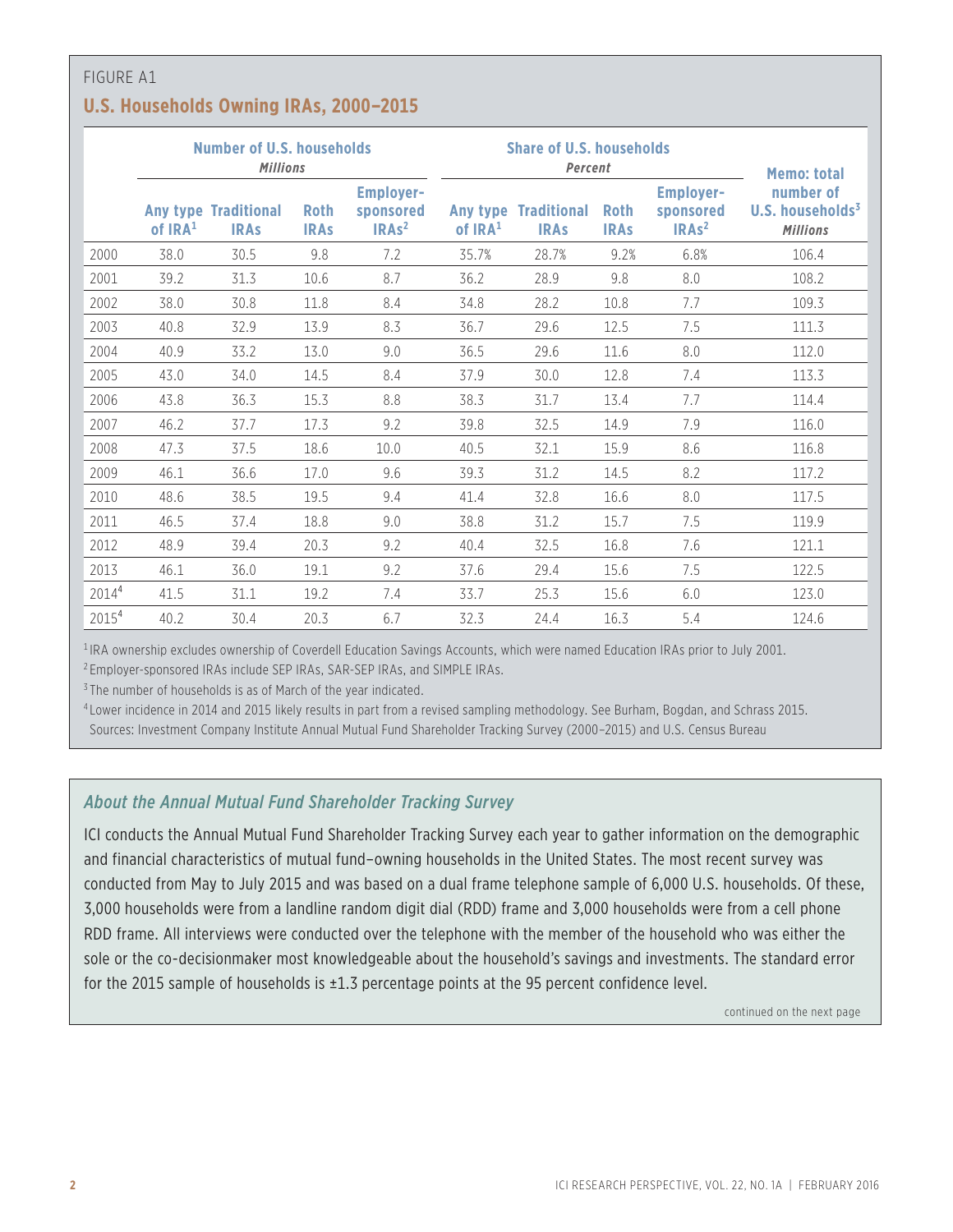FIGURE A1

## U.S. Households Owning IRAs, 2000–2015

| | Number of U.S. households *Millions* | | | | Share of U.S. households *Percent* | | | | Memo: total number of U.S. households[3] *Millions* |
|---|---|---|---|---|---|---|---|---|---|
| | Any type of IRA[1] | Traditional IRAs | Roth IRAs | Employer-sponsored IRAs[2] | Any type of IRA[1] | Traditional IRAs | Roth IRAs | Employer-sponsored IRAs[2] | |
| 2000 | 38.0 | 30.5 | 9.8 | 7.2 | 35.7% | 28.7% | 9.2% | 6.8% | 106.4 |
| 2001 | 39.2 | 31.3 | 10.6 | 8.7 | 36.2 | 28.9 | 9.8 | 8.0 | 108.2 |
| 2002 | 38.0 | 30.8 | 11.8 | 8.4 | 34.8 | 28.2 | 10.8 | 7.7 | 109.3 |
| 2003 | 40.8 | 32.9 | 13.9 | 8.3 | 36.7 | 29.6 | 12.5 | 7.5 | 111.3 |
| 2004 | 40.9 | 33.2 | 13.0 | 9.0 | 36.5 | 29.6 | 11.6 | 8.0 | 112.0 |
| 2005 | 43.0 | 34.0 | 14.5 | 8.4 | 37.9 | 30.0 | 12.8 | 7.4 | 113.3 |
| 2006 | 43.8 | 36.3 | 15.3 | 8.8 | 38.3 | 31.7 | 13.4 | 7.7 | 114.4 |
| 2007 | 46.2 | 37.7 | 17.3 | 9.2 | 39.8 | 32.5 | 14.9 | 7.9 | 116.0 |
| 2008 | 47.3 | 37.5 | 18.6 | 10.0 | 40.5 | 32.1 | 15.9 | 8.6 | 116.8 |
| 2009 | 46.1 | 36.6 | 17.0 | 9.6 | 39.3 | 31.2 | 14.5 | 8.2 | 117.2 |
| 2010 | 48.6 | 38.5 | 19.5 | 9.4 | 41.4 | 32.8 | 16.6 | 8.0 | 117.5 |
| 2011 | 46.5 | 37.4 | 18.8 | 9.0 | 38.8 | 31.2 | 15.7 | 7.5 | 119.9 |
| 2012 | 48.9 | 39.4 | 20.3 | 9.2 | 40.4 | 32.5 | 16.8 | 7.6 | 121.1 |
| 2013 | 46.1 | 36.0 | 19.1 | 9.2 | 37.6 | 29.4 | 15.6 | 7.5 | 122.5 |
| 2014[4] | 41.5 | 31.1 | 19.2 | 7.4 | 33.7 | 25.3 | 15.6 | 6.0 | 123.0 |
| 2015[4] | 40.2 | 30.4 | 20.3 | 6.7 | 32.3 | 24.4 | 16.3 | 5.4 | 124.6 |

[1] IRA ownership excludes ownership of Coverdell Education Savings Accounts, which were named Education IRAs prior to July 2001.

[2] Employer-sponsored IRAs include SEP IRAs, SAR-SEP IRAs, and SIMPLE IRAs.

[3] The number of households is as of March of the year indicated.

[4] Lower incidence in 2014 and 2015 likely results in part from a revised sampling methodology. See Burham, Bogdan, and Schrass 2015.

Sources: Investment Company Institute Annual Mutual Fund Shareholder Tracking Survey (2000–2015) and U.S. Census Bureau

### *About the Annual Mutual Fund Shareholder Tracking Survey*

ICI conducts the Annual Mutual Fund Shareholder Tracking Survey each year to gather information on the demographic and financial characteristics of mutual fund–owning households in the United States. The most recent survey was conducted from May to July 2015 and was based on a dual frame telephone sample of 6,000 U.S. households. Of these, 3,000 households were from a landline random digit dial (RDD) frame and 3,000 households were from a cell phone RDD frame. All interviews were conducted over the telephone with the member of the household who was either the sole or the co-decisionmaker most knowledgeable about the household's savings and investments. The standard error for the 2015 sample of households is ±1.3 percentage points at the 95 percent confidence level.

continued on the next page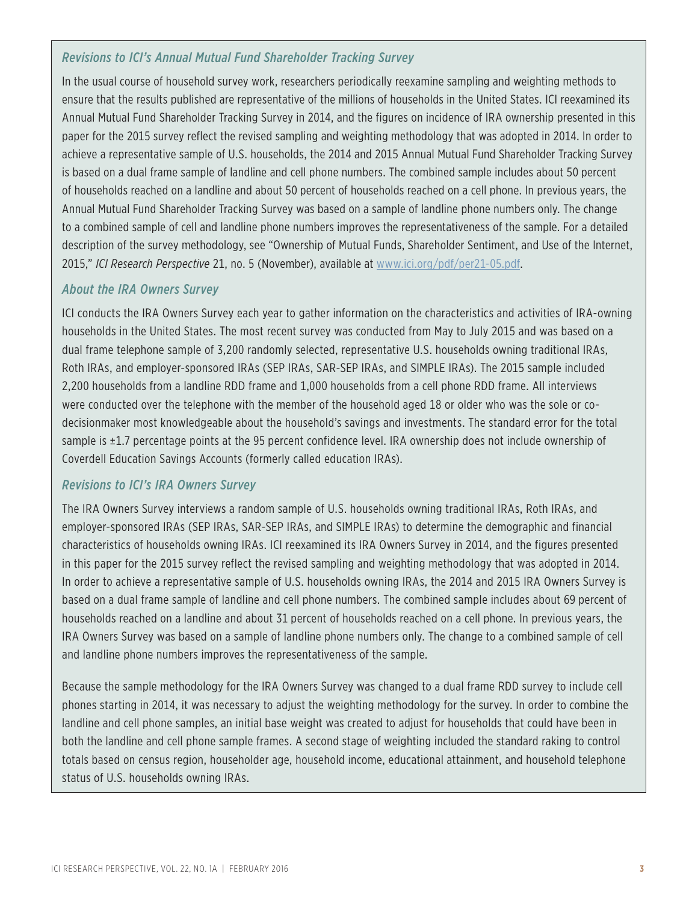### *Revisions to ICI's Annual Mutual Fund Shareholder Tracking Survey*

In the usual course of household survey work, researchers periodically reexamine sampling and weighting methods to ensure that the results published are representative of the millions of households in the United States. ICI reexamined its Annual Mutual Fund Shareholder Tracking Survey in 2014, and the figures on incidence of IRA ownership presented in this paper for the 2015 survey reflect the revised sampling and weighting methodology that was adopted in 2014. In order to achieve a representative sample of U.S. households, the 2014 and 2015 Annual Mutual Fund Shareholder Tracking Survey is based on a dual frame sample of landline and cell phone numbers. The combined sample includes about 50 percent of households reached on a landline and about 50 percent of households reached on a cell phone. In previous years, the Annual Mutual Fund Shareholder Tracking Survey was based on a sample of landline phone numbers only. The change to a combined sample of cell and landline phone numbers improves the representativeness of the sample. For a detailed description of the survey methodology, see "Ownership of Mutual Funds, Shareholder Sentiment, and Use of the Internet, 2015," *ICI Research Perspective* 21, no. 5 (November), available at [www.ici.org/pdf/per21-05.pdf](www.ici.org/pdf/per21-05.pdf).

### *About the IRA Owners Survey*

ICI conducts the IRA Owners Survey each year to gather information on the characteristics and activities of IRA-owning households in the United States. The most recent survey was conducted from May to July 2015 and was based on a dual frame telephone sample of 3,200 randomly selected, representative U.S. households owning traditional IRAs, Roth IRAs, and employer-sponsored IRAs (SEP IRAs, SAR-SEP IRAs, and SIMPLE IRAs). The 2015 sample included 2,200 households from a landline RDD frame and 1,000 households from a cell phone RDD frame. All interviews were conducted over the telephone with the member of the household aged 18 or older who was the sole or co-decisionmaker most knowledgeable about the household's savings and investments. The standard error for the total sample is ±1.7 percentage points at the 95 percent confidence level. IRA ownership does not include ownership of Coverdell Education Savings Accounts (formerly called education IRAs).

### *Revisions to ICI's IRA Owners Survey*

The IRA Owners Survey interviews a random sample of U.S. households owning traditional IRAs, Roth IRAs, and employer-sponsored IRAs (SEP IRAs, SAR-SEP IRAs, and SIMPLE IRAs) to determine the demographic and financial characteristics of households owning IRAs. ICI reexamined its IRA Owners Survey in 2014, and the figures presented in this paper for the 2015 survey reflect the revised sampling and weighting methodology that was adopted in 2014. In order to achieve a representative sample of U.S. households owning IRAs, the 2014 and 2015 IRA Owners Survey is based on a dual frame sample of landline and cell phone numbers. The combined sample includes about 69 percent of households reached on a landline and about 31 percent of households reached on a cell phone. In previous years, the IRA Owners Survey was based on a sample of landline phone numbers only. The change to a combined sample of cell and landline phone numbers improves the representativeness of the sample.

Because the sample methodology for the IRA Owners Survey was changed to a dual frame RDD survey to include cell phones starting in 2014, it was necessary to adjust the weighting methodology for the survey. In order to combine the landline and cell phone samples, an initial base weight was created to adjust for households that could have been in both the landline and cell phone sample frames. A second stage of weighting included the standard raking to control totals based on census region, householder age, household income, educational attainment, and household telephone status of U.S. households owning IRAs.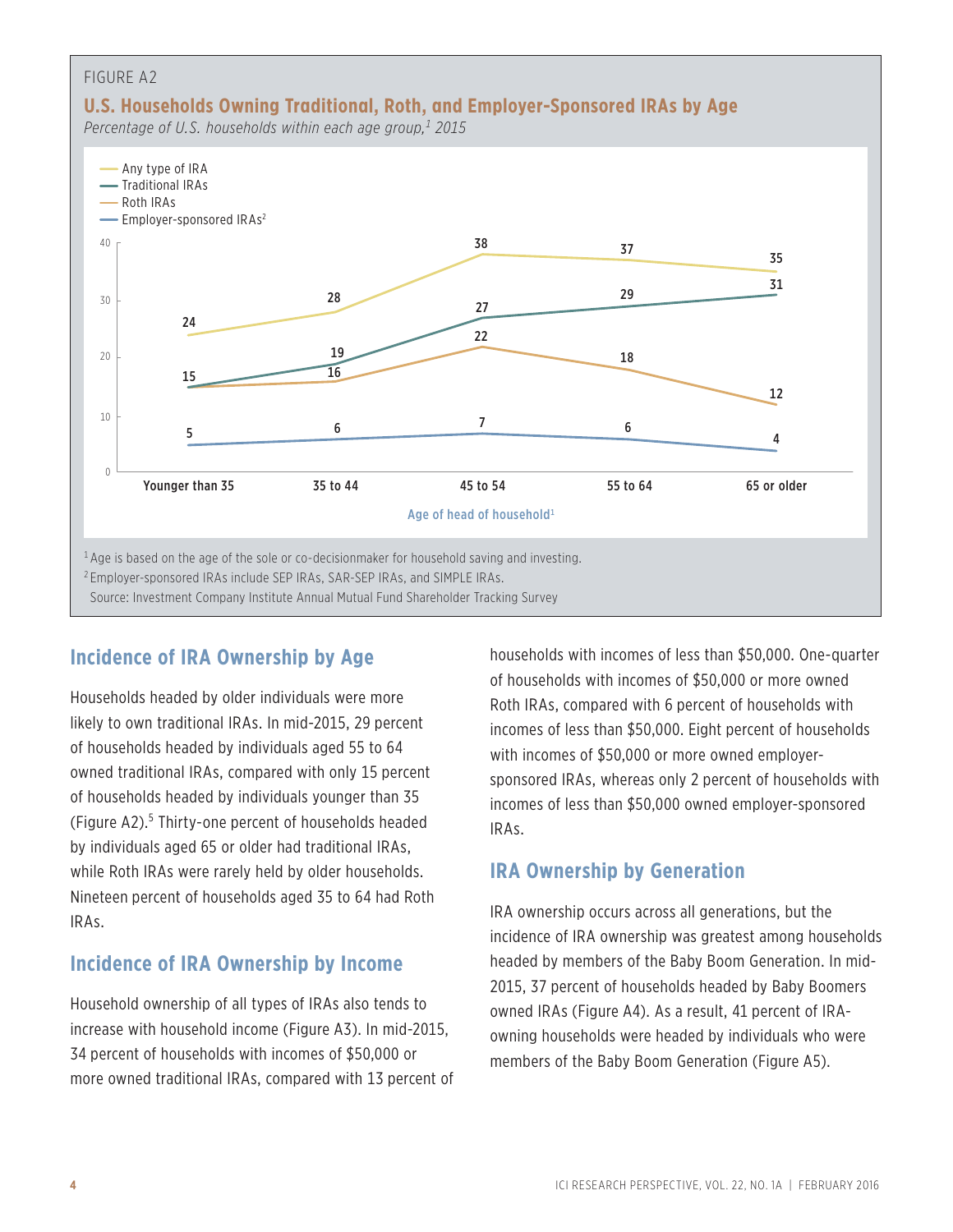FIGURE A2

**U.S. Households Owning Traditional, Roth, and Employer-Sponsored IRAs by Age**

*Percentage of U.S. households within each age group,[1] 2015*

| Age of head of household[1] | Any type of IRA | Traditional IRAs | Roth IRAs | Employer-sponsored IRAs[2] |
|---|---|---|---|---|
| Younger than 35 | 24 | 15 | 15 | 5 |
| 35 to 44 | 28 | 19 | 16 | 6 |
| 45 to 54 | 38 | 27 | 22 | 7 |
| 55 to 64 | 37 | 29 | 18 | 6 |
| 65 or older | 35 | 31 | 12 | 4 |

[1] Age is based on the age of the sole or co-decisionmaker for household saving and investing.
[2] Employer-sponsored IRAs include SEP IRAs, SAR-SEP IRAs, and SIMPLE IRAs.
Source: Investment Company Institute Annual Mutual Fund Shareholder Tracking Survey

## Incidence of IRA Ownership by Age

Households headed by older individuals were more likely to own traditional IRAs. In mid-2015, 29 percent of households headed by individuals aged 55 to 64 owned traditional IRAs, compared with only 15 percent of households headed by individuals younger than 35 (Figure A2).[5] Thirty-one percent of households headed by individuals aged 65 or older had traditional IRAs, while Roth IRAs were rarely held by older households. Nineteen percent of households aged 35 to 64 had Roth IRAs.

## Incidence of IRA Ownership by Income

Household ownership of all types of IRAs also tends to increase with household income (Figure A3). In mid-2015, 34 percent of households with incomes of $50,000 or more owned traditional IRAs, compared with 13 percent of households with incomes of less than $50,000. One-quarter of households with incomes of $50,000 or more owned Roth IRAs, compared with 6 percent of households with incomes of less than $50,000. Eight percent of households with incomes of $50,000 or more owned employer-sponsored IRAs, whereas only 2 percent of households with incomes of less than $50,000 owned employer-sponsored IRAs.

## IRA Ownership by Generation

IRA ownership occurs across all generations, but the incidence of IRA ownership was greatest among households headed by members of the Baby Boom Generation. In mid-2015, 37 percent of households headed by Baby Boomers owned IRAs (Figure A4). As a result, 41 percent of IRA-owning households were headed by individuals who were members of the Baby Boom Generation (Figure A5).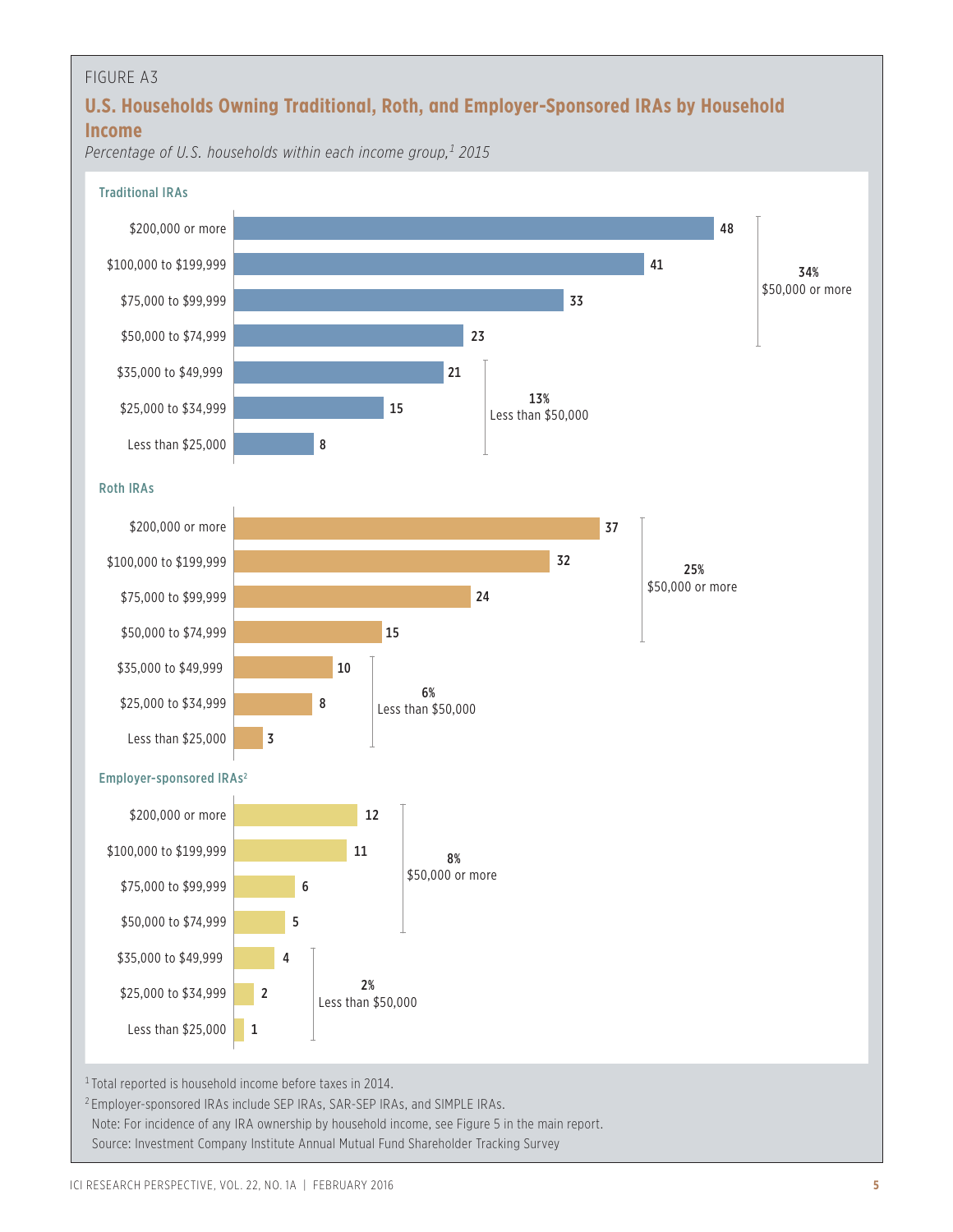FIGURE A3

## U.S. Households Owning Traditional, Roth, and Employer-Sponsored IRAs by Household Income

*Percentage of U.S. households within each income group,[1] 2015*

### Traditional IRAs

| Household income | Percentage |
|---|---|
| $200,000 or more | 48 |
| $100,000 to $199,999 | 41 |
| $75,000 to $99,999 | 33 |
| $50,000 to $74,999 | 23 |
| $35,000 to $49,999 | 21 |
| $25,000 to $34,999 | 15 |
| Less than $25,000 | 8 |

34% $50,000 or more

13% Less than $50,000

### Roth IRAs

| Household income | Percentage |
|---|---|
| $200,000 or more | 37 |
| $100,000 to $199,999 | 32 |
| $75,000 to $99,999 | 24 |
| $50,000 to $74,999 | 15 |
| $35,000 to $49,999 | 10 |
| $25,000 to $34,999 | 8 |
| Less than $25,000 | 3 |

25% $50,000 or more

6% Less than $50,000

### Employer-sponsored IRAs[2]

| Household income | Percentage |
|---|---|
| $200,000 or more | 12 |
| $100,000 to $199,999 | 11 |
| $75,000 to $99,999 | 6 |
| $50,000 to $74,999 | 5 |
| $35,000 to $49,999 | 4 |
| $25,000 to $34,999 | 2 |
| Less than $25,000 | 1 |

8% $50,000 or more

2% Less than $50,000

[1] Total reported is household income before taxes in 2014.

[2] Employer-sponsored IRAs include SEP IRAs, SAR-SEP IRAs, and SIMPLE IRAs.

Note: For incidence of any IRA ownership by household income, see Figure 5 in the main report.

Source: Investment Company Institute Annual Mutual Fund Shareholder Tracking Survey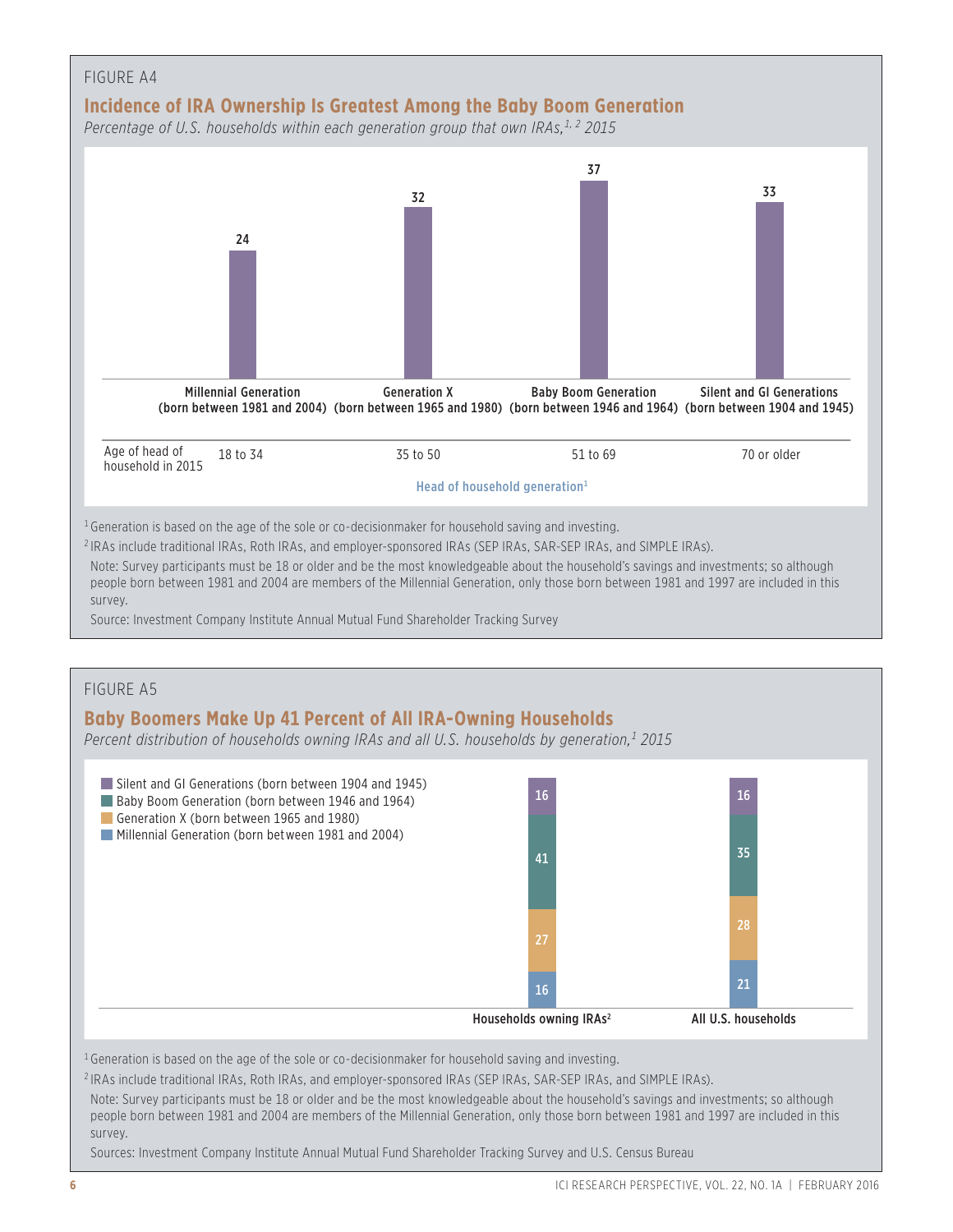FIGURE A4

## Incidence of IRA Ownership Is Greatest Among the Baby Boom Generation

*Percentage of U.S. households within each generation group that own IRAs,[1, 2] 2015*

| Head of household generation[1] | Millennial Generation (born between 1981 and 2004) | Generation X (born between 1965 and 1980) | Baby Boom Generation (born between 1946 and 1964) | Silent and GI Generations (born between 1904 and 1945) |
|---|---|---|---|---|
| Percentage owning IRAs | 24 | 32 | 37 | 33 |
| Age of head of household in 2015 | 18 to 34 | 35 to 50 | 51 to 69 | 70 or older |

[1] Generation is based on the age of the sole or co-decisionmaker for household saving and investing.

[2] IRAs include traditional IRAs, Roth IRAs, and employer-sponsored IRAs (SEP IRAs, SAR-SEP IRAs, and SIMPLE IRAs).

Note: Survey participants must be 18 or older and be the most knowledgeable about the household's savings and investments; so although people born between 1981 and 2004 are members of the Millennial Generation, only those born between 1981 and 1997 are included in this survey.

Source: Investment Company Institute Annual Mutual Fund Shareholder Tracking Survey

FIGURE A5

## Baby Boomers Make Up 41 Percent of All IRA-Owning Households

*Percent distribution of households owning IRAs and all U.S. households by generation,[1] 2015*

| Generation | Households owning IRAs[2] | All U.S. households |
|---|---|---|
| Silent and GI Generations (born between 1904 and 1945) | 16 | 16 |
| Baby Boom Generation (born between 1946 and 1964) | 41 | 35 |
| Generation X (born between 1965 and 1980) | 27 | 28 |
| Millennial Generation (born between 1981 and 2004) | 16 | 21 |

[1] Generation is based on the age of the sole or co-decisionmaker for household saving and investing.

[2] IRAs include traditional IRAs, Roth IRAs, and employer-sponsored IRAs (SEP IRAs, SAR-SEP IRAs, and SIMPLE IRAs).

Note: Survey participants must be 18 or older and be the most knowledgeable about the household's savings and investments; so although people born between 1981 and 2004 are members of the Millennial Generation, only those born between 1981 and 1997 are included in this survey.

Sources: Investment Company Institute Annual Mutual Fund Shareholder Tracking Survey and U.S. Census Bureau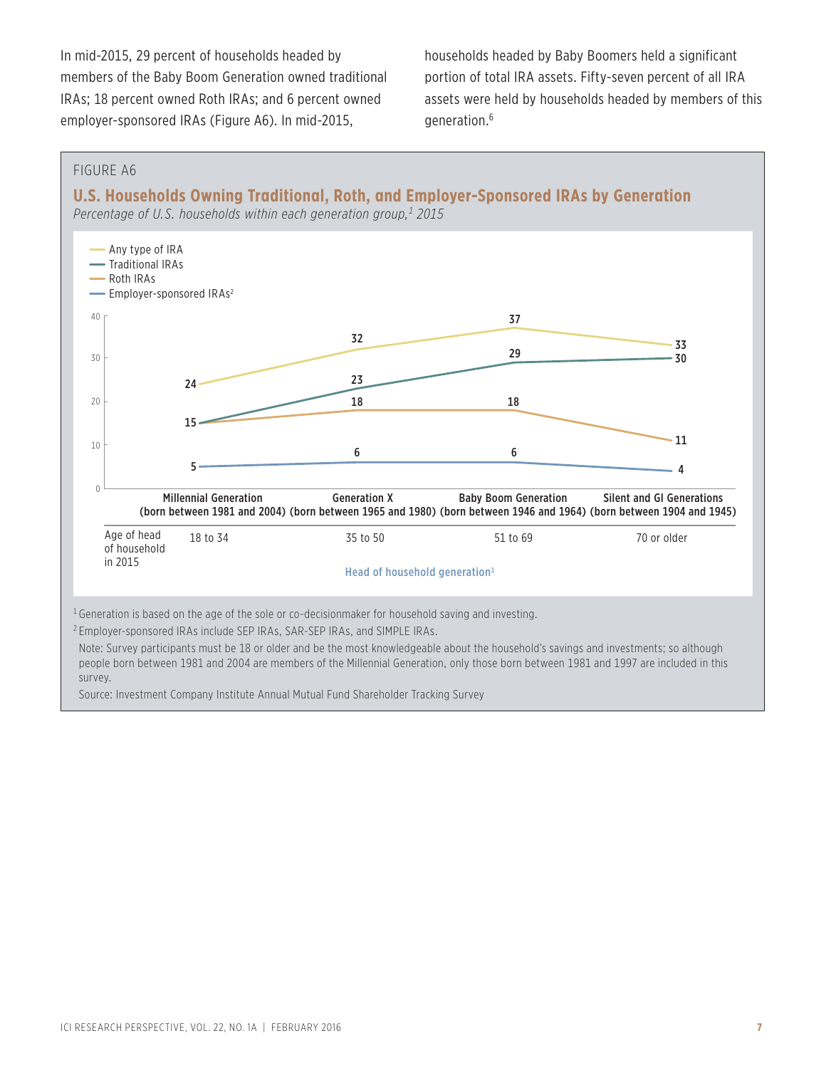In mid-2015, 29 percent of households headed by members of the Baby Boom Generation owned traditional IRAs; 18 percent owned Roth IRAs; and 6 percent owned employer-sponsored IRAs (Figure A6). In mid-2015, households headed by Baby Boomers held a significant portion of total IRA assets. Fifty-seven percent of all IRA assets were held by households headed by members of this generation.[6]

FIGURE A6

## U.S. Households Owning Traditional, Roth, and Employer-Sponsored IRAs by Generation

*Percentage of U.S. households within each generation group,[1] 2015*

| Head of household generation[1] | Millennial Generation (born between 1981 and 2004) | Generation X (born between 1965 and 1980) | Baby Boom Generation (born between 1946 and 1964) | Silent and GI Generations (born between 1904 and 1945) |
|---|---|---|---|---|
| Age of head of household in 2015 | 18 to 34 | 35 to 50 | 51 to 69 | 70 or older |
| Any type of IRA | 24 | 32 | 37 | 33 |
| Traditional IRAs | 15 | 23 | 29 | 30 |
| Roth IRAs | 15 | 18 | 18 | 11 |
| Employer-sponsored IRAs[2] | 5 | 6 | 6 | 4 |

[1] Generation is based on the age of the sole or co-decisionmaker for household saving and investing.

[2] Employer-sponsored IRAs include SEP IRAs, SAR-SEP IRAs, and SIMPLE IRAs.

Note: Survey participants must be 18 or older and be the most knowledgeable about the household's savings and investments; so although people born between 1981 and 2004 are members of the Millennial Generation, only those born between 1981 and 1997 are included in this survey.

Source: Investment Company Institute Annual Mutual Fund Shareholder Tracking Survey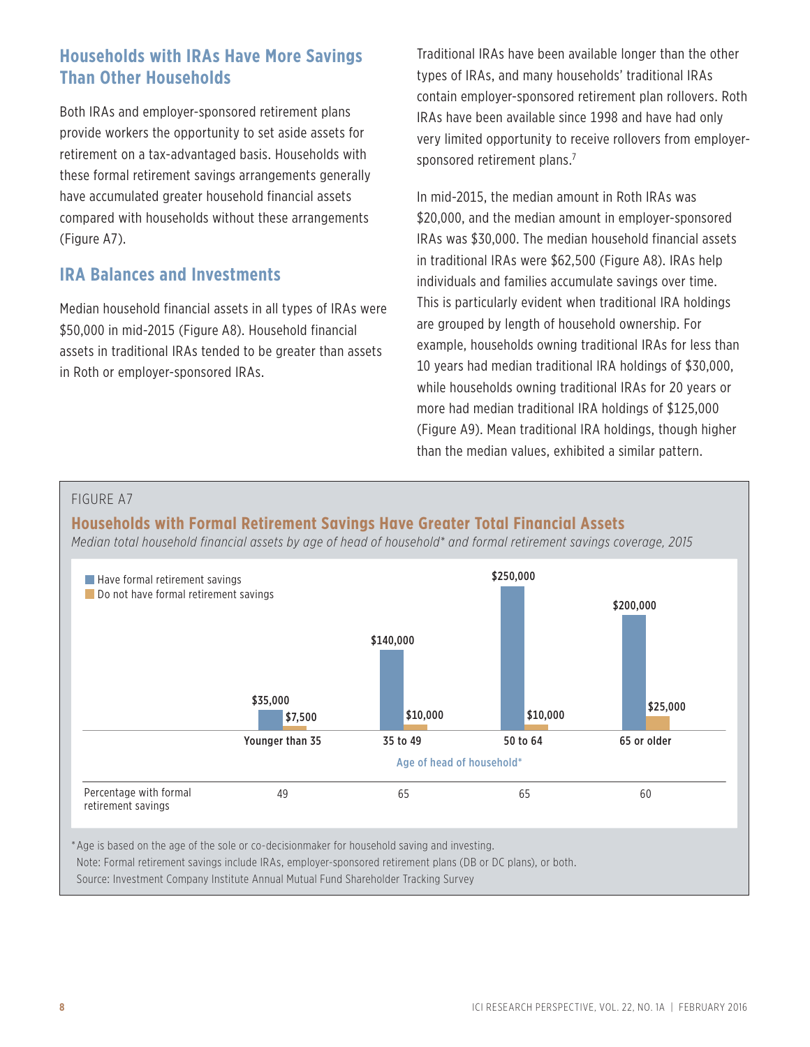## Households with IRAs Have More Savings Than Other Households

Both IRAs and employer-sponsored retirement plans provide workers the opportunity to set aside assets for retirement on a tax-advantaged basis. Households with these formal retirement savings arrangements generally have accumulated greater household financial assets compared with households without these arrangements (Figure A7).

## IRA Balances and Investments

Median household financial assets in all types of IRAs were $50,000 in mid-2015 (Figure A8). Household financial assets in traditional IRAs tended to be greater than assets in Roth or employer-sponsored IRAs.

Traditional IRAs have been available longer than the other types of IRAs, and many households' traditional IRAs contain employer-sponsored retirement plan rollovers. Roth IRAs have been available since 1998 and have had only very limited opportunity to receive rollovers from employer-sponsored retirement plans.[7]

In mid-2015, the median amount in Roth IRAs was $20,000, and the median amount in employer-sponsored IRAs was $30,000. The median household financial assets in traditional IRAs were $62,500 (Figure A8). IRAs help individuals and families accumulate savings over time. This is particularly evident when traditional IRA holdings are grouped by length of household ownership. For example, households owning traditional IRAs for less than 10 years had median traditional IRA holdings of $30,000, while households owning traditional IRAs for 20 years or more had median traditional IRA holdings of $125,000 (Figure A9). Mean traditional IRA holdings, though higher than the median values, exhibited a similar pattern.

FIGURE A7

### Households with Formal Retirement Savings Have Greater Total Financial Assets

*Median total household financial assets by age of head of household\* and formal retirement savings coverage, 2015*

| Age of head of household* | Younger than 35 | 35 to 49 | 50 to 64 | 65 or older |
|---|---|---|---|---|
| Have formal retirement savings | $35,000 | $140,000 | $250,000 | $200,000 |
| Do not have formal retirement savings | $7,500 | $10,000 | $10,000 | $25,000 |
| Percentage with formal retirement savings | 49 | 65 | 65 | 60 |

*Age is based on the age of the sole or co-decisionmaker for household saving and investing.

Note: Formal retirement savings include IRAs, employer-sponsored retirement plans (DB or DC plans), or both.

Source: Investment Company Institute Annual Mutual Fund Shareholder Tracking Survey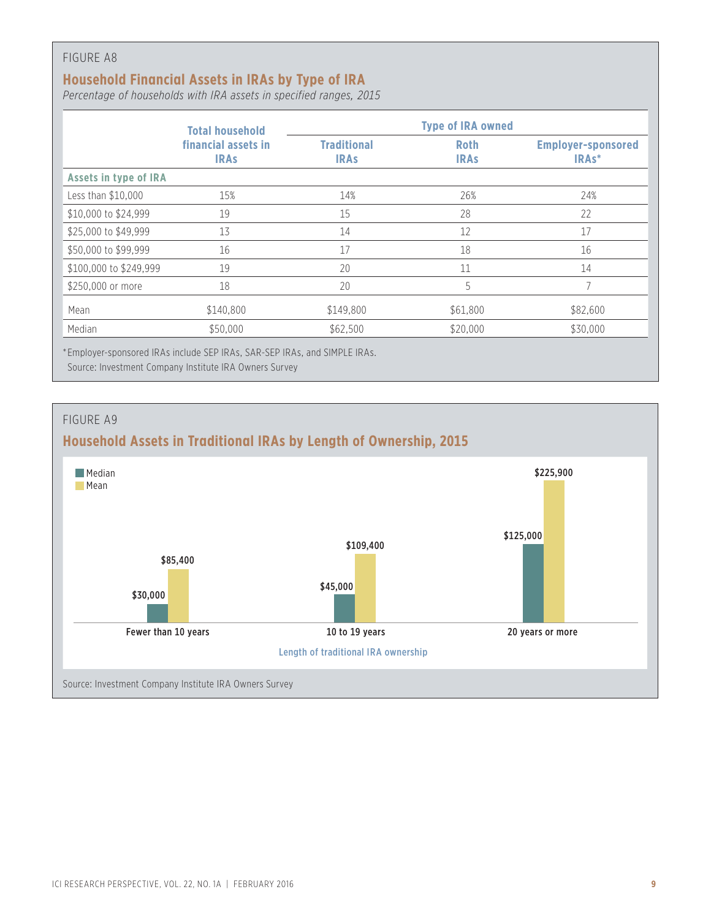FIGURE A8

## Household Financial Assets in IRAs by Type of IRA

*Percentage of households with IRA assets in specified ranges, 2015*

| | Total household financial assets in IRAs | Type of IRA owned | | |
|---|---|---|---|---|
| | | Traditional IRAs | Roth IRAs | Employer-sponsored IRAs* |
| **Assets in type of IRA** | | | | |
| Less than $10,000 | 15% | 14% | 26% | 24% |
| $10,000 to $24,999 | 19 | 15 | 28 | 22 |
| $25,000 to $49,999 | 13 | 14 | 12 | 17 |
| $50,000 to $99,999 | 16 | 17 | 18 | 16 |
| $100,000 to $249,999 | 19 | 20 | 11 | 14 |
| $250,000 or more | 18 | 20 | 5 | 7 |
| Mean | $140,800 | $149,800 | $61,800 | $82,600 |
| Median | $50,000 | $62,500 | $20,000 | $30,000 |

*Employer-sponsored IRAs include SEP IRAs, SAR-SEP IRAs, and SIMPLE IRAs.
Source: Investment Company Institute IRA Owners Survey

FIGURE A9

## Household Assets in Traditional IRAs by Length of Ownership, 2015

| Length of traditional IRA ownership | Median | Mean |
|---|---|---|
| Fewer than 10 years | $30,000 | $85,400 |
| 10 to 19 years | $45,000 | $109,400 |
| 20 years or more | $125,000 | $225,900 |

Source: Investment Company Institute IRA Owners Survey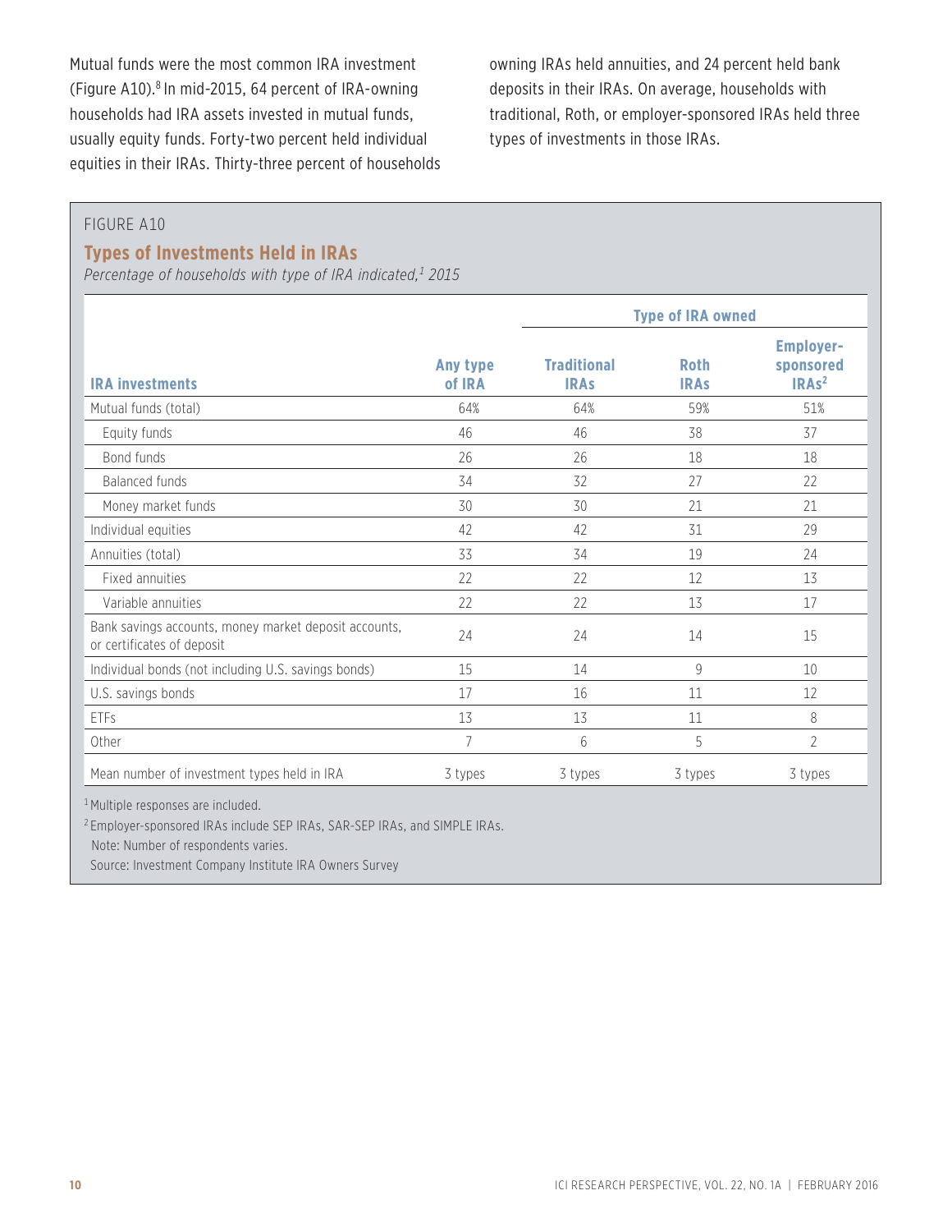Mutual funds were the most common IRA investment (Figure A10).[8] In mid-2015, 64 percent of IRA-owning households had IRA assets invested in mutual funds, usually equity funds. Forty-two percent held individual equities in their IRAs. Thirty-three percent of households owning IRAs held annuities, and 24 percent held bank deposits in their IRAs. On average, households with traditional, Roth, or employer-sponsored IRAs held three types of investments in those IRAs.

FIGURE A10

### Types of Investments Held in IRAs

*Percentage of households with type of IRA indicated,[1] 2015*

| | | Type of IRA owned | | |
|---|---|---|---|---|
| **IRA investments** | **Any type of IRA** | **Traditional IRAs** | **Roth IRAs** | **Employer-sponsored IRAs[2]** |
| Mutual funds (total) | 64% | 64% | 59% | 51% |
| Equity funds | 46 | 46 | 38 | 37 |
| Bond funds | 26 | 26 | 18 | 18 |
| Balanced funds | 34 | 32 | 27 | 22 |
| Money market funds | 30 | 30 | 21 | 21 |
| Individual equities | 42 | 42 | 31 | 29 |
| Annuities (total) | 33 | 34 | 19 | 24 |
| Fixed annuities | 22 | 22 | 12 | 13 |
| Variable annuities | 22 | 22 | 13 | 17 |
| Bank savings accounts, money market deposit accounts, or certificates of deposit | 24 | 24 | 14 | 15 |
| Individual bonds (not including U.S. savings bonds) | 15 | 14 | 9 | 10 |
| U.S. savings bonds | 17 | 16 | 11 | 12 |
| ETFs | 13 | 13 | 11 | 8 |
| Other | 7 | 6 | 5 | 2 |
| Mean number of investment types held in IRA | 3 types | 3 types | 3 types | 3 types |

[1] Multiple responses are included.

[2] Employer-sponsored IRAs include SEP IRAs, SAR-SEP IRAs, and SIMPLE IRAs.

Note: Number of respondents varies.

Source: Investment Company Institute IRA Owners Survey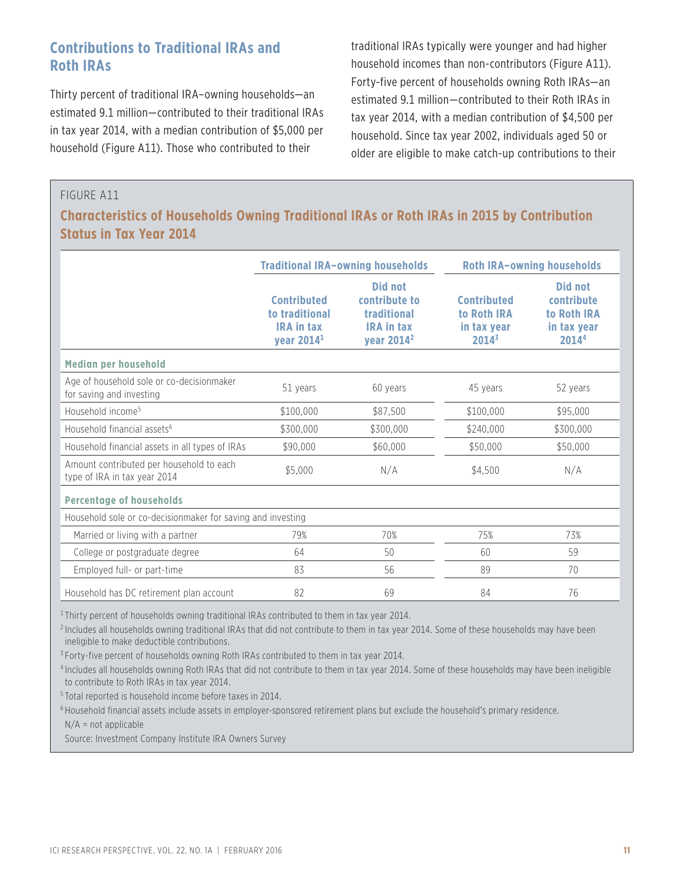## Contributions to Traditional IRAs and Roth IRAs

Thirty percent of traditional IRA–owning households—an estimated 9.1 million—contributed to their traditional IRAs in tax year 2014, with a median contribution of $5,000 per household (Figure A11). Those who contributed to their traditional IRAs typically were younger and had higher household incomes than non-contributors (Figure A11). Forty-five percent of households owning Roth IRAs—an estimated 9.1 million—contributed to their Roth IRAs in tax year 2014, with a median contribution of $4,500 per household. Since tax year 2002, individuals aged 50 or older are eligible to make catch-up contributions to their

FIGURE A11

### Characteristics of Households Owning Traditional IRAs or Roth IRAs in 2015 by Contribution Status in Tax Year 2014

| | Traditional IRA–owning households | | Roth IRA–owning households | |
|---|---|---|---|---|
| | Contributed to traditional IRA in tax year 2014[1] | Did not contribute to traditional IRA in tax year 2014[2] | Contributed to Roth IRA in tax year 2014[3] | Did not contribute to Roth IRA in tax year 2014[4] |
| **Median per household** | | | | |
| Age of household sole or co-decisionmaker for saving and investing | 51 years | 60 years | 45 years | 52 years |
| Household income[5] | $100,000 | $87,500 | $100,000 | $95,000 |
| Household financial assets[6] | $300,000 | $300,000 | $240,000 | $300,000 |
| Household financial assets in all types of IRAs | $90,000 | $60,000 | $50,000 | $50,000 |
| Amount contributed per household to each type of IRA in tax year 2014 | $5,000 | N/A | $4,500 | N/A |
| **Percentage of households** | | | | |
| Household sole or co-decisionmaker for saving and investing | | | | |
| Married or living with a partner | 79% | 70% | 75% | 73% |
| College or postgraduate degree | 64 | 50 | 60 | 59 |
| Employed full- or part-time | 83 | 56 | 89 | 70 |
| Household has DC retirement plan account | 82 | 69 | 84 | 76 |

[1] Thirty percent of households owning traditional IRAs contributed to them in tax year 2014.

[2] Includes all households owning traditional IRAs that did not contribute to them in tax year 2014. Some of these households may have been ineligible to make deductible contributions.

[3] Forty-five percent of households owning Roth IRAs contributed to them in tax year 2014.

[4] Includes all households owning Roth IRAs that did not contribute to them in tax year 2014. Some of these households may have been ineligible to contribute to Roth IRAs in tax year 2014.

[5] Total reported is household income before taxes in 2014.

[6] Household financial assets include assets in employer-sponsored retirement plans but exclude the household's primary residence.

N/A = not applicable

Source: Investment Company Institute IRA Owners Survey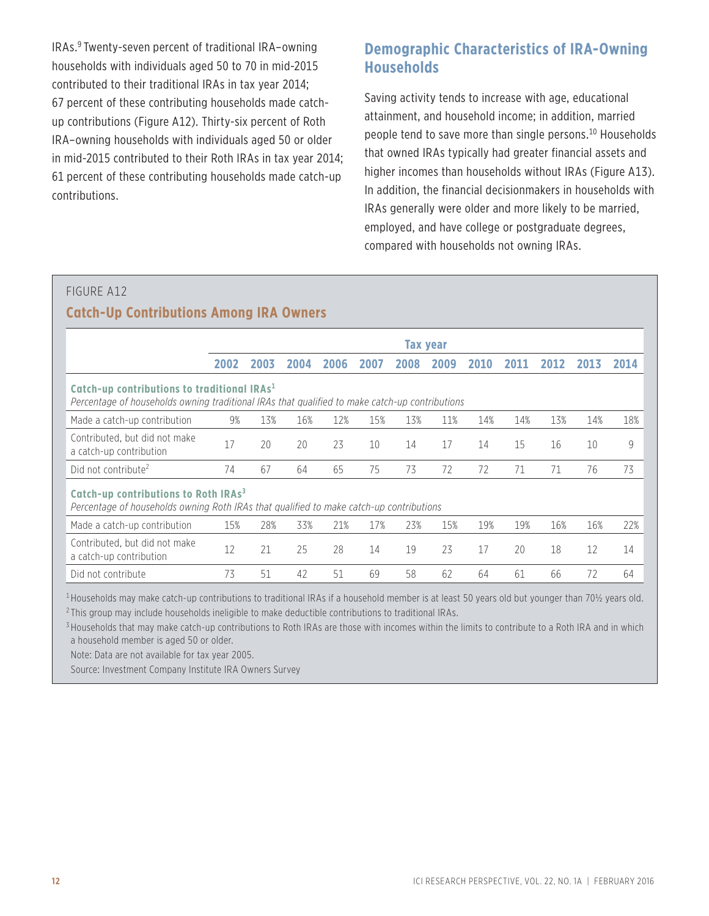IRAs.[9] Twenty-seven percent of traditional IRA–owning households with individuals aged 50 to 70 in mid-2015 contributed to their traditional IRAs in tax year 2014; 67 percent of these contributing households made catch-up contributions (Figure A12). Thirty-six percent of Roth IRA–owning households with individuals aged 50 or older in mid-2015 contributed to their Roth IRAs in tax year 2014; 61 percent of these contributing households made catch-up contributions.

## Demographic Characteristics of IRA-Owning Households

Saving activity tends to increase with age, educational attainment, and household income; in addition, married people tend to save more than single persons.[10] Households that owned IRAs typically had greater financial assets and higher incomes than households without IRAs (Figure A13). In addition, the financial decisionmakers in households with IRAs generally were older and more likely to be married, employed, and have college or postgraduate degrees, compared with households not owning IRAs.

FIGURE A12

### Catch-Up Contributions Among IRA Owners

| | Tax year | | | | | | | | | | | |
|---|---|---|---|---|---|---|---|---|---|---|---|---|
| | 2002 | 2003 | 2004 | 2006 | 2007 | 2008 | 2009 | 2010 | 2011 | 2012 | 2013 | 2014 |
| **Catch-up contributions to traditional IRAs[1]**<br>*Percentage of households owning traditional IRAs that qualified to make catch-up contributions* | | | | | | | | | | | | |
| Made a catch-up contribution | 9% | 13% | 16% | 12% | 15% | 13% | 11% | 14% | 14% | 13% | 14% | 18% |
| Contributed, but did not make a catch-up contribution | 17 | 20 | 20 | 23 | 10 | 14 | 17 | 14 | 15 | 16 | 10 | 9 |
| Did not contribute[2] | 74 | 67 | 64 | 65 | 75 | 73 | 72 | 72 | 71 | 71 | 76 | 73 |
| **Catch-up contributions to Roth IRAs[3]**<br>*Percentage of households owning Roth IRAs that qualified to make catch-up contributions* | | | | | | | | | | | | |
| Made a catch-up contribution | 15% | 28% | 33% | 21% | 17% | 23% | 15% | 19% | 19% | 16% | 16% | 22% |
| Contributed, but did not make a catch-up contribution | 12 | 21 | 25 | 28 | 14 | 19 | 23 | 17 | 20 | 18 | 12 | 14 |
| Did not contribute | 73 | 51 | 42 | 51 | 69 | 58 | 62 | 64 | 61 | 66 | 72 | 64 |

[1] Households may make catch-up contributions to traditional IRAs if a household member is at least 50 years old but younger than 70½ years old.

[2] This group may include households ineligible to make deductible contributions to traditional IRAs.

[3] Households that may make catch-up contributions to Roth IRAs are those with incomes within the limits to contribute to a Roth IRA and in which a household member is aged 50 or older.

Note: Data are not available for tax year 2005.

Source: Investment Company Institute IRA Owners Survey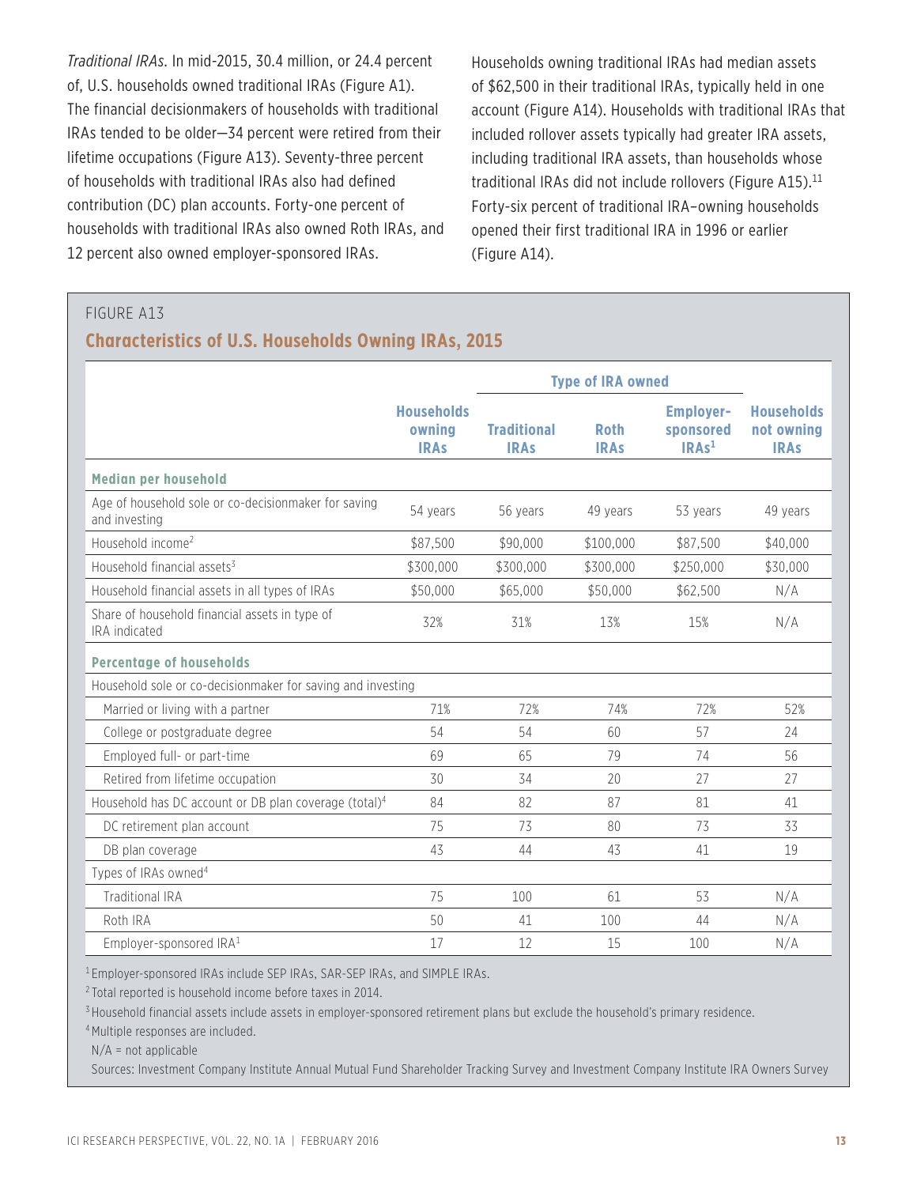*Traditional IRAs.* In mid-2015, 30.4 million, or 24.4 percent of, U.S. households owned traditional IRAs (Figure A1). The financial decisionmakers of households with traditional IRAs tended to be older—34 percent were retired from their lifetime occupations (Figure A13). Seventy-three percent of households with traditional IRAs also had defined contribution (DC) plan accounts. Forty-one percent of households with traditional IRAs also owned Roth IRAs, and 12 percent also owned employer-sponsored IRAs.

Households owning traditional IRAs had median assets of $62,500 in their traditional IRAs, typically held in one account (Figure A14). Households with traditional IRAs that included rollover assets typically had greater IRA assets, including traditional IRA assets, than households whose traditional IRAs did not include rollovers (Figure A15).[11] Forty-six percent of traditional IRA–owning households opened their first traditional IRA in 1996 or earlier (Figure A14).

FIGURE A13

## Characteristics of U.S. Households Owning IRAs, 2015

| | Households owning IRAs | Type of IRA owned: Traditional IRAs | Roth IRAs | Employer-sponsored IRAs[1] | Households not owning IRAs |
|---|---|---|---|---|---|
| **Median per household** | | | | | |
| Age of household sole or co-decisionmaker for saving and investing | 54 years | 56 years | 49 years | 53 years | 49 years |
| Household income[2] | $87,500 | $90,000 | $100,000 | $87,500 | $40,000 |
| Household financial assets[3] | $300,000 | $300,000 | $300,000 | $250,000 | $30,000 |
| Household financial assets in all types of IRAs | $50,000 | $65,000 | $50,000 | $62,500 | N/A |
| Share of household financial assets in type of IRA indicated | 32% | 31% | 13% | 15% | N/A |
| **Percentage of households** | | | | | |
| Household sole or co-decisionmaker for saving and investing | | | | | |
| Married or living with a partner | 71% | 72% | 74% | 72% | 52% |
| College or postgraduate degree | 54 | 54 | 60 | 57 | 24 |
| Employed full- or part-time | 69 | 65 | 79 | 74 | 56 |
| Retired from lifetime occupation | 30 | 34 | 20 | 27 | 27 |
| Household has DC account or DB plan coverage (total)[4] | 84 | 82 | 87 | 81 | 41 |
| DC retirement plan account | 75 | 73 | 80 | 73 | 33 |
| DB plan coverage | 43 | 44 | 43 | 41 | 19 |
| Types of IRAs owned[4] | | | | | |
| Traditional IRA | 75 | 100 | 61 | 53 | N/A |
| Roth IRA | 50 | 41 | 100 | 44 | N/A |
| Employer-sponsored IRA[1] | 17 | 12 | 15 | 100 | N/A |

[1] Employer-sponsored IRAs include SEP IRAs, SAR-SEP IRAs, and SIMPLE IRAs.

[2] Total reported is household income before taxes in 2014.

[3] Household financial assets include assets in employer-sponsored retirement plans but exclude the household's primary residence.

[4] Multiple responses are included.

N/A = not applicable

Sources: Investment Company Institute Annual Mutual Fund Shareholder Tracking Survey and Investment Company Institute IRA Owners Survey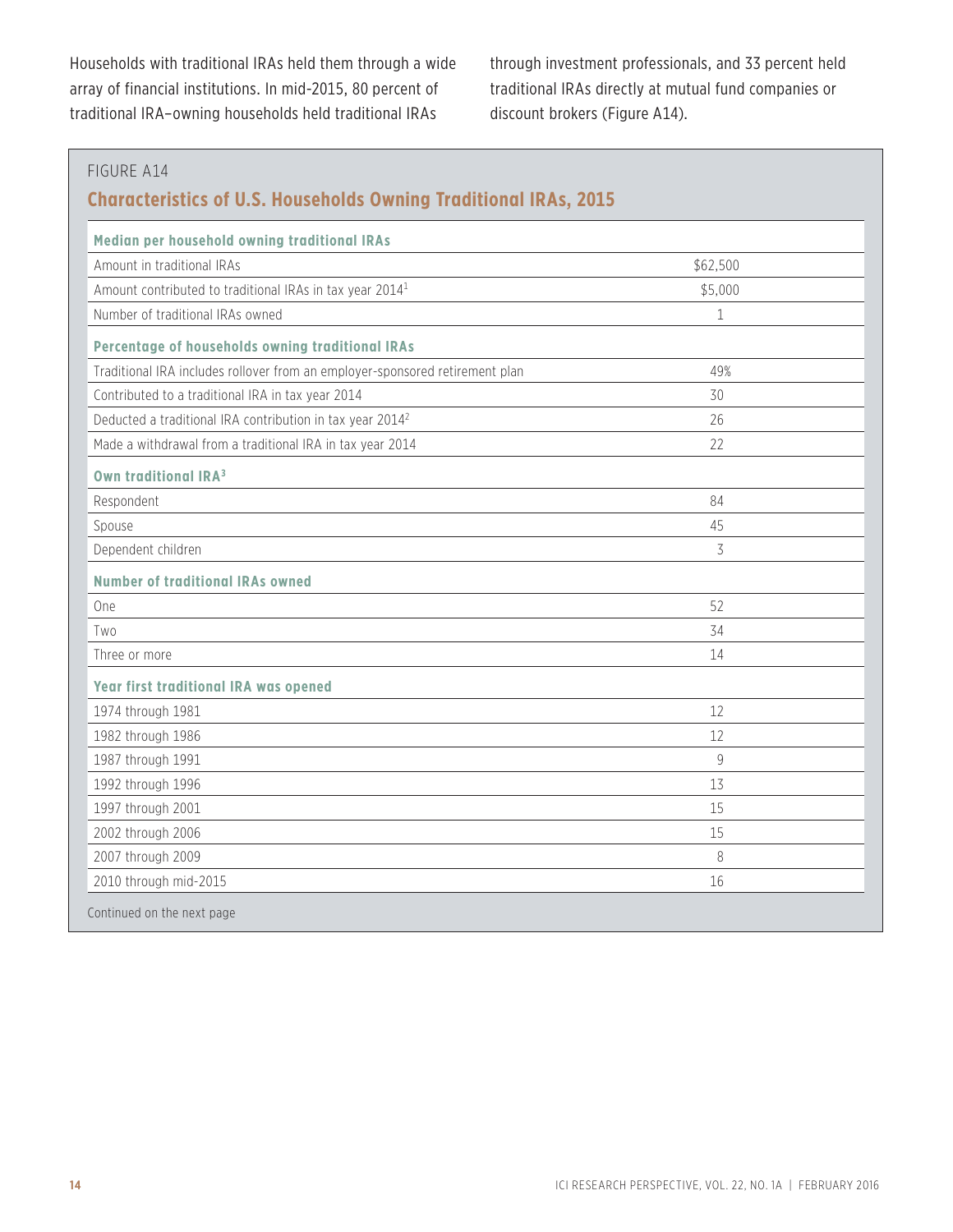Households with traditional IRAs held them through a wide array of financial institutions. In mid-2015, 80 percent of traditional IRA–owning households held traditional IRAs through investment professionals, and 33 percent held traditional IRAs directly at mutual fund companies or discount brokers (Figure A14).

FIGURE A14

## Characteristics of U.S. Households Owning Traditional IRAs, 2015

| | |
|---|---|
| **Median per household owning traditional IRAs** | |
| Amount in traditional IRAs | $62,500 |
| Amount contributed to traditional IRAs in tax year 2014[1] | $5,000 |
| Number of traditional IRAs owned | 1 |
| **Percentage of households owning traditional IRAs** | |
| Traditional IRA includes rollover from an employer-sponsored retirement plan | 49% |
| Contributed to a traditional IRA in tax year 2014 | 30 |
| Deducted a traditional IRA contribution in tax year 2014[2] | 26 |
| Made a withdrawal from a traditional IRA in tax year 2014 | 22 |
| **Own traditional IRA[3]** | |
| Respondent | 84 |
| Spouse | 45 |
| Dependent children | 3 |
| **Number of traditional IRAs owned** | |
| One | 52 |
| Two | 34 |
| Three or more | 14 |
| **Year first traditional IRA was opened** | |
| 1974 through 1981 | 12 |
| 1982 through 1986 | 12 |
| 1987 through 1991 | 9 |
| 1992 through 1996 | 13 |
| 1997 through 2001 | 15 |
| 2002 through 2006 | 15 |
| 2007 through 2009 | 8 |
| 2010 through mid-2015 | 16 |

Continued on the next page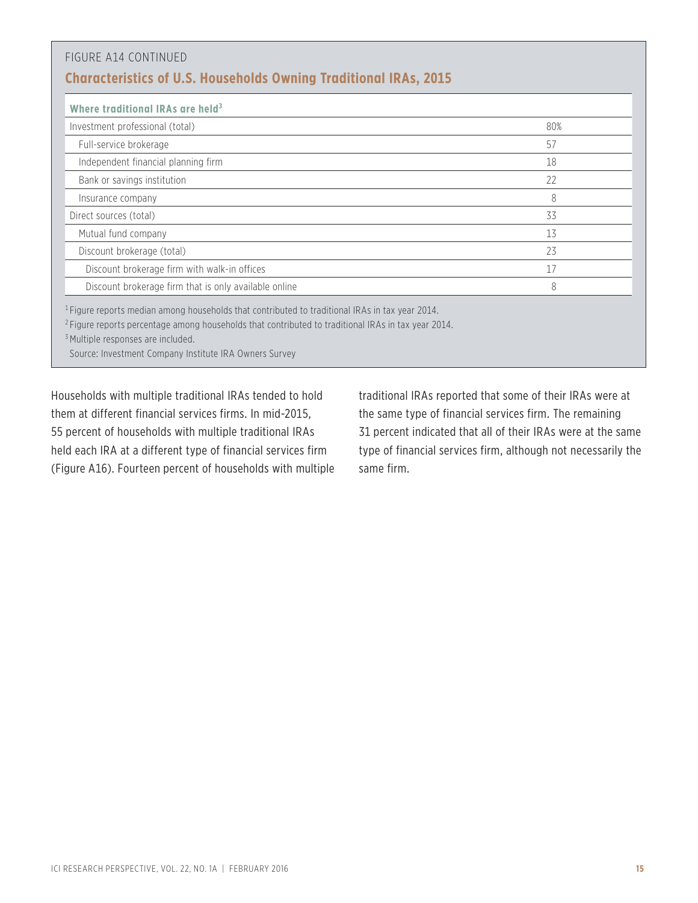FIGURE A14 CONTINUED

## Characteristics of U.S. Households Owning Traditional IRAs, 2015

| **Where traditional IRAs are held**[3] | |
|---|---|
| Investment professional (total) | 80% |
| Full-service brokerage | 57 |
| Independent financial planning firm | 18 |
| Bank or savings institution | 22 |
| Insurance company | 8 |
| Direct sources (total) | 33 |
| Mutual fund company | 13 |
| Discount brokerage (total) | 23 |
| Discount brokerage firm with walk-in offices | 17 |
| Discount brokerage firm that is only available online | 8 |

[1] Figure reports median among households that contributed to traditional IRAs in tax year 2014.

[2] Figure reports percentage among households that contributed to traditional IRAs in tax year 2014.

[3] Multiple responses are included.

Source: Investment Company Institute IRA Owners Survey

Households with multiple traditional IRAs tended to hold them at different financial services firms. In mid-2015, 55 percent of households with multiple traditional IRAs held each IRA at a different type of financial services firm (Figure A16). Fourteen percent of households with multiple traditional IRAs reported that some of their IRAs were at the same type of financial services firm. The remaining 31 percent indicated that all of their IRAs were at the same type of financial services firm, although not necessarily the same firm.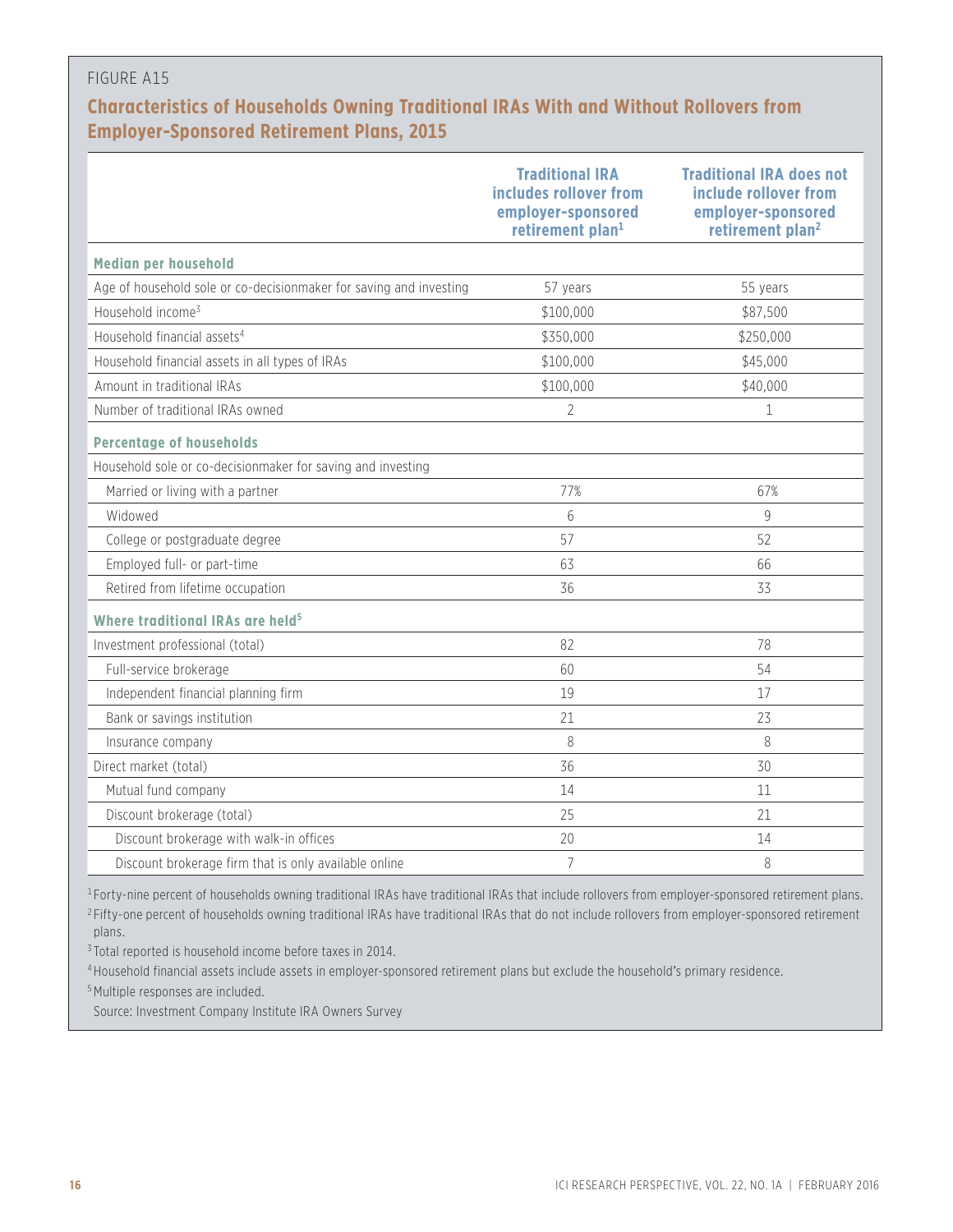FIGURE A15

## Characteristics of Households Owning Traditional IRAs With and Without Rollovers from Employer-Sponsored Retirement Plans, 2015

| | Traditional IRA includes rollover from employer-sponsored retirement plan[1] | Traditional IRA does not include rollover from employer-sponsored retirement plan[2] |
|---|---|---|
| **Median per household** | | |
| Age of household sole or co-decisionmaker for saving and investing | 57 years | 55 years |
| Household income[3] | $100,000 | $87,500 |
| Household financial assets[4] | $350,000 | $250,000 |
| Household financial assets in all types of IRAs | $100,000 | $45,000 |
| Amount in traditional IRAs | $100,000 | $40,000 |
| Number of traditional IRAs owned | 2 | 1 |
| **Percentage of households** | | |
| Household sole or co-decisionmaker for saving and investing | | |
| Married or living with a partner | 77% | 67% |
| Widowed | 6 | 9 |
| College or postgraduate degree | 57 | 52 |
| Employed full- or part-time | 63 | 66 |
| Retired from lifetime occupation | 36 | 33 |
| **Where traditional IRAs are held[5]** | | |
| Investment professional (total) | 82 | 78 |
| Full-service brokerage | 60 | 54 |
| Independent financial planning firm | 19 | 17 |
| Bank or savings institution | 21 | 23 |
| Insurance company | 8 | 8 |
| Direct market (total) | 36 | 30 |
| Mutual fund company | 14 | 11 |
| Discount brokerage (total) | 25 | 21 |
| Discount brokerage with walk-in offices | 20 | 14 |
| Discount brokerage firm that is only available online | 7 | 8 |

[1] Forty-nine percent of households owning traditional IRAs have traditional IRAs that include rollovers from employer-sponsored retirement plans.

[2] Fifty-one percent of households owning traditional IRAs have traditional IRAs that do not include rollovers from employer-sponsored retirement plans.

[3] Total reported is household income before taxes in 2014.

[4] Household financial assets include assets in employer-sponsored retirement plans but exclude the household's primary residence.

[5] Multiple responses are included.

Source: Investment Company Institute IRA Owners Survey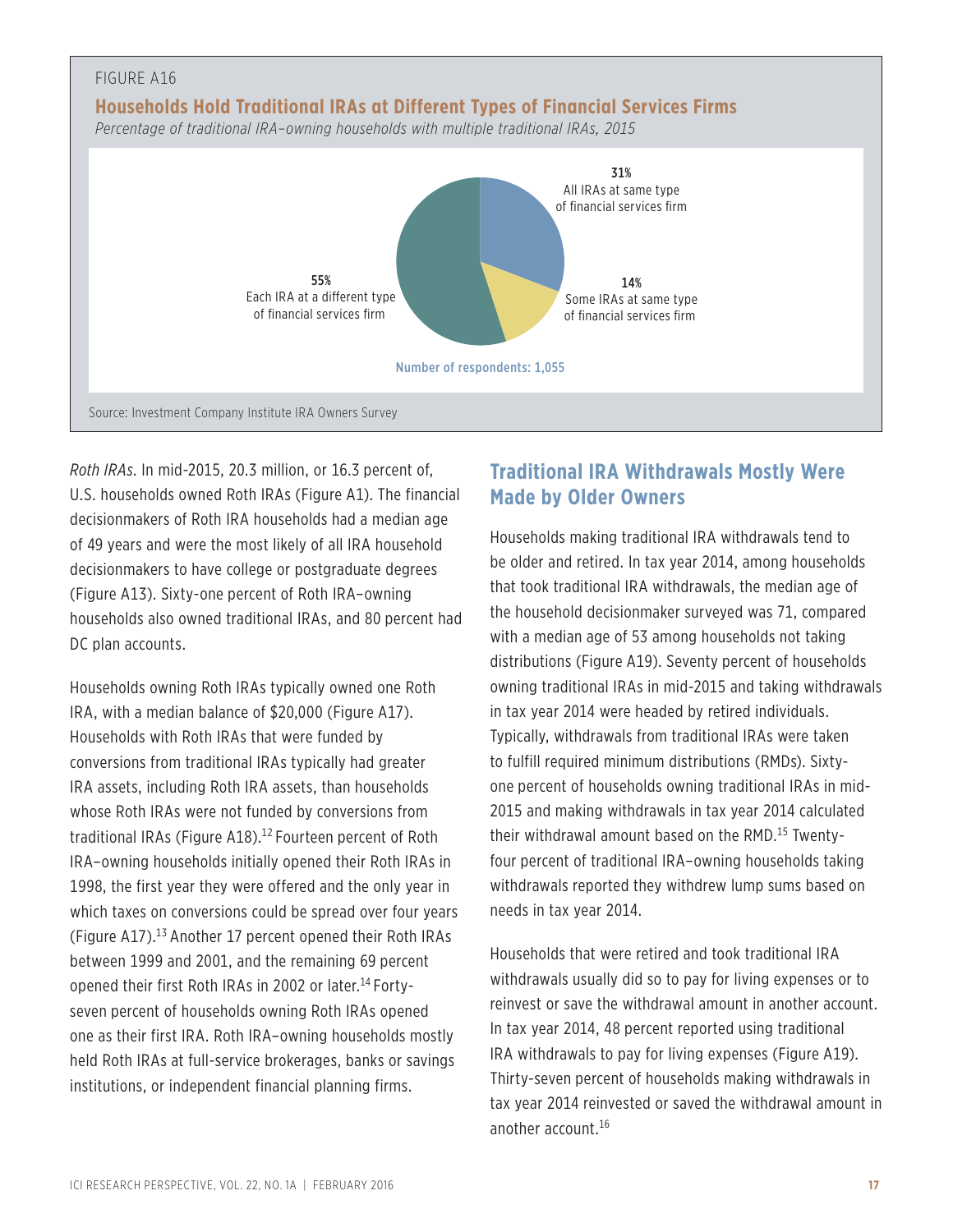FIGURE A16

**Households Hold Traditional IRAs at Different Types of Financial Services Firms**

*Percentage of traditional IRA–owning households with multiple traditional IRAs, 2015*

- 31% All IRAs at same type of financial services firm
- 14% Some IRAs at same type of financial services firm
- 55% Each IRA at a different type of financial services firm

Number of respondents: 1,055

Source: Investment Company Institute IRA Owners Survey

*Roth IRAs*. In mid-2015, 20.3 million, or 16.3 percent of, U.S. households owned Roth IRAs (Figure A1). The financial decisionmakers of Roth IRA households had a median age of 49 years and were the most likely of all IRA household decisionmakers to have college or postgraduate degrees (Figure A13). Sixty-one percent of Roth IRA–owning households also owned traditional IRAs, and 80 percent had DC plan accounts.

Households owning Roth IRAs typically owned one Roth IRA, with a median balance of $20,000 (Figure A17). Households with Roth IRAs that were funded by conversions from traditional IRAs typically had greater IRA assets, including Roth IRA assets, than households whose Roth IRAs were not funded by conversions from traditional IRAs (Figure A18).[12] Fourteen percent of Roth IRA–owning households initially opened their Roth IRAs in 1998, the first year they were offered and the only year in which taxes on conversions could be spread over four years (Figure A17).[13] Another 17 percent opened their Roth IRAs between 1999 and 2001, and the remaining 69 percent opened their first Roth IRAs in 2002 or later.[14] Forty-seven percent of households owning Roth IRAs opened one as their first IRA. Roth IRA–owning households mostly held Roth IRAs at full-service brokerages, banks or savings institutions, or independent financial planning firms.

## Traditional IRA Withdrawals Mostly Were Made by Older Owners

Households making traditional IRA withdrawals tend to be older and retired. In tax year 2014, among households that took traditional IRA withdrawals, the median age of the household decisionmaker surveyed was 71, compared with a median age of 53 among households not taking distributions (Figure A19). Seventy percent of households owning traditional IRAs in mid-2015 and taking withdrawals in tax year 2014 were headed by retired individuals. Typically, withdrawals from traditional IRAs were taken to fulfill required minimum distributions (RMDs). Sixty-one percent of households owning traditional IRAs in mid-2015 and making withdrawals in tax year 2014 calculated their withdrawal amount based on the RMD.[15] Twenty-four percent of traditional IRA–owning households taking withdrawals reported they withdrew lump sums based on needs in tax year 2014.

Households that were retired and took traditional IRA withdrawals usually did so to pay for living expenses or to reinvest or save the withdrawal amount in another account. In tax year 2014, 48 percent reported using traditional IRA withdrawals to pay for living expenses (Figure A19). Thirty-seven percent of households making withdrawals in tax year 2014 reinvested or saved the withdrawal amount in another account.[16]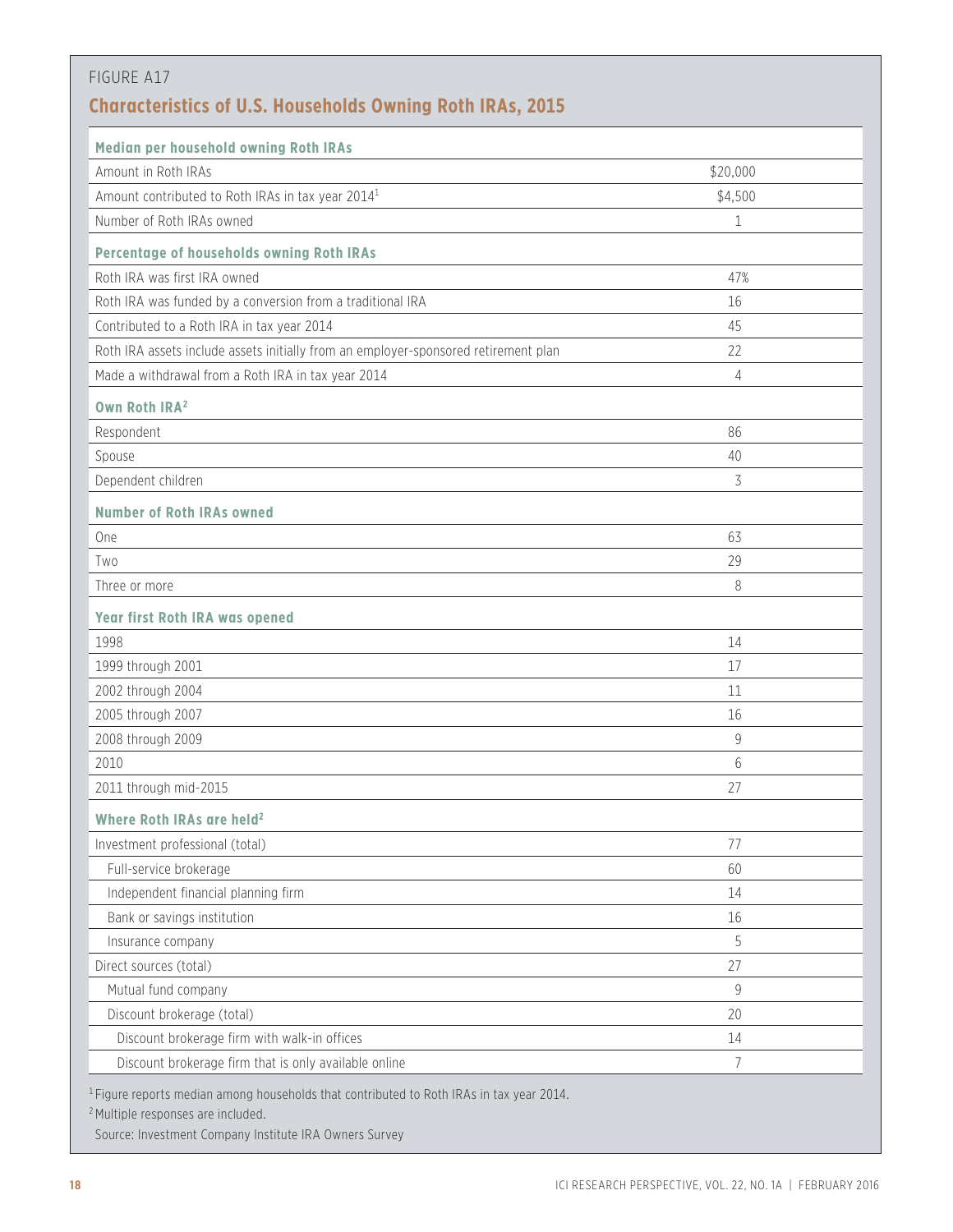FIGURE A17

## Characteristics of U.S. Households Owning Roth IRAs, 2015

| | |
|---|---|
| **Median per household owning Roth IRAs** | |
| Amount in Roth IRAs | $20,000 |
| Amount contributed to Roth IRAs in tax year 2014[1] | $4,500 |
| Number of Roth IRAs owned | 1 |
| **Percentage of households owning Roth IRAs** | |
| Roth IRA was first IRA owned | 47% |
| Roth IRA was funded by a conversion from a traditional IRA | 16 |
| Contributed to a Roth IRA in tax year 2014 | 45 |
| Roth IRA assets include assets initially from an employer-sponsored retirement plan | 22 |
| Made a withdrawal from a Roth IRA in tax year 2014 | 4 |
| **Own Roth IRA[2]** | |
| Respondent | 86 |
| Spouse | 40 |
| Dependent children | 3 |
| **Number of Roth IRAs owned** | |
| One | 63 |
| Two | 29 |
| Three or more | 8 |
| **Year first Roth IRA was opened** | |
| 1998 | 14 |
| 1999 through 2001 | 17 |
| 2002 through 2004 | 11 |
| 2005 through 2007 | 16 |
| 2008 through 2009 | 9 |
| 2010 | 6 |
| 2011 through mid-2015 | 27 |
| **Where Roth IRAs are held[2]** | |
| Investment professional (total) | 77 |
| Full-service brokerage | 60 |
| Independent financial planning firm | 14 |
| Bank or savings institution | 16 |
| Insurance company | 5 |
| Direct sources (total) | 27 |
| Mutual fund company | 9 |
| Discount brokerage (total) | 20 |
| Discount brokerage firm with walk-in offices | 14 |
| Discount brokerage firm that is only available online | 7 |

[1] Figure reports median among households that contributed to Roth IRAs in tax year 2014.

[2] Multiple responses are included.

Source: Investment Company Institute IRA Owners Survey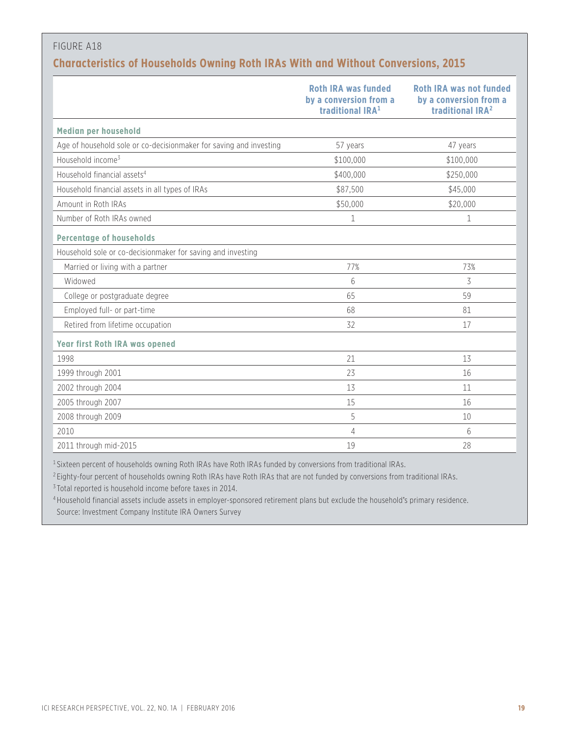FIGURE A18

## Characteristics of Households Owning Roth IRAs With and Without Conversions, 2015

| | Roth IRA was funded by a conversion from a traditional IRA[1] | Roth IRA was not funded by a conversion from a traditional IRA[2] |
|---|---|---|
| **Median per household** | | |
| Age of household sole or co-decisionmaker for saving and investing | 57 years | 47 years |
| Household income[3] | $100,000 | $100,000 |
| Household financial assets[4] | $400,000 | $250,000 |
| Household financial assets in all types of IRAs | $87,500 | $45,000 |
| Amount in Roth IRAs | $50,000 | $20,000 |
| Number of Roth IRAs owned | 1 | 1 |
| **Percentage of households** | | |
| Household sole or co-decisionmaker for saving and investing | | |
| Married or living with a partner | 77% | 73% |
| Widowed | 6 | 3 |
| College or postgraduate degree | 65 | 59 |
| Employed full- or part-time | 68 | 81 |
| Retired from lifetime occupation | 32 | 17 |
| **Year first Roth IRA was opened** | | |
| 1998 | 21 | 13 |
| 1999 through 2001 | 23 | 16 |
| 2002 through 2004 | 13 | 11 |
| 2005 through 2007 | 15 | 16 |
| 2008 through 2009 | 5 | 10 |
| 2010 | 4 | 6 |
| 2011 through mid-2015 | 19 | 28 |

[1] Sixteen percent of households owning Roth IRAs have Roth IRAs funded by conversions from traditional IRAs.

[2] Eighty-four percent of households owning Roth IRAs have Roth IRAs that are not funded by conversions from traditional IRAs.

[3] Total reported is household income before taxes in 2014.

[4] Household financial assets include assets in employer-sponsored retirement plans but exclude the household's primary residence.

Source: Investment Company Institute IRA Owners Survey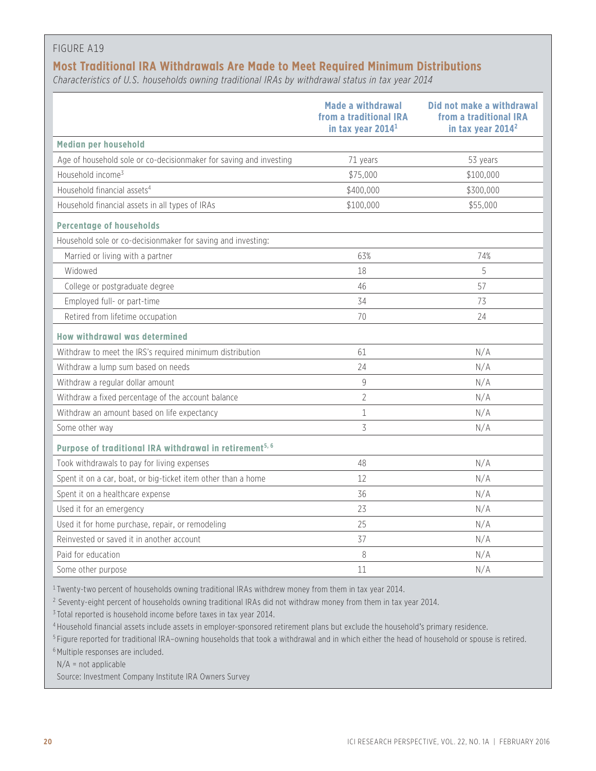FIGURE A19

## Most Traditional IRA Withdrawals Are Made to Meet Required Minimum Distributions

*Characteristics of U.S. households owning traditional IRAs by withdrawal status in tax year 2014*

| | Made a withdrawal from a traditional IRA in tax year 2014[1] | Did not make a withdrawal from a traditional IRA in tax year 2014[2] |
|---|---|---|
| **Median per household** | | |
| Age of household sole or co-decisionmaker for saving and investing | 71 years | 53 years |
| Household income[3] | $75,000 | $100,000 |
| Household financial assets[4] | $400,000 | $300,000 |
| Household financial assets in all types of IRAs | $100,000 | $55,000 |
| **Percentage of households** | | |
| Household sole or co-decisionmaker for saving and investing: | | |
| Married or living with a partner | 63% | 74% |
| Widowed | 18 | 5 |
| College or postgraduate degree | 46 | 57 |
| Employed full- or part-time | 34 | 73 |
| Retired from lifetime occupation | 70 | 24 |
| **How withdrawal was determined** | | |
| Withdraw to meet the IRS's required minimum distribution | 61 | N/A |
| Withdraw a lump sum based on needs | 24 | N/A |
| Withdraw a regular dollar amount | 9 | N/A |
| Withdraw a fixed percentage of the account balance | 2 | N/A |
| Withdraw an amount based on life expectancy | 1 | N/A |
| Some other way | 3 | N/A |
| **Purpose of traditional IRA withdrawal in retirement[5, 6]** | | |
| Took withdrawals to pay for living expenses | 48 | N/A |
| Spent it on a car, boat, or big-ticket item other than a home | 12 | N/A |
| Spent it on a healthcare expense | 36 | N/A |
| Used it for an emergency | 23 | N/A |
| Used it for home purchase, repair, or remodeling | 25 | N/A |
| Reinvested or saved it in another account | 37 | N/A |
| Paid for education | 8 | N/A |
| Some other purpose | 11 | N/A |

[1] Twenty-two percent of households owning traditional IRAs withdrew money from them in tax year 2014.

[2] Seventy-eight percent of households owning traditional IRAs did not withdraw money from them in tax year 2014.

[3] Total reported is household income before taxes in tax year 2014.

[4] Household financial assets include assets in employer-sponsored retirement plans but exclude the household's primary residence.

[5] Figure reported for traditional IRA–owning households that took a withdrawal and in which either the head of household or spouse is retired.

[6] Multiple responses are included.

N/A = not applicable

Source: Investment Company Institute IRA Owners Survey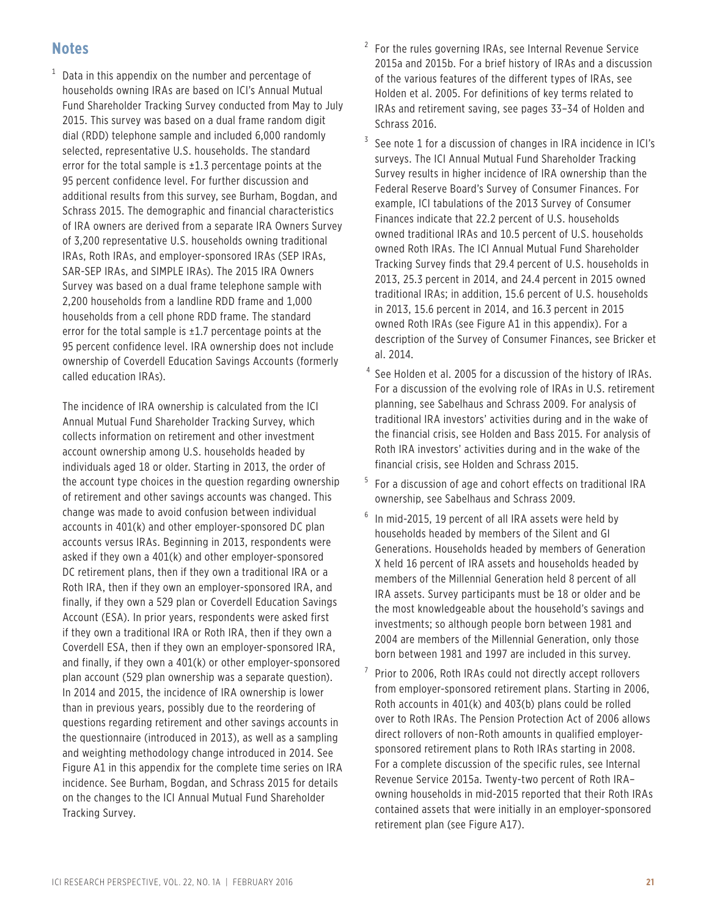## Notes

[1] Data in this appendix on the number and percentage of households owning IRAs are based on ICI's Annual Mutual Fund Shareholder Tracking Survey conducted from May to July 2015. This survey was based on a dual frame random digit dial (RDD) telephone sample and included 6,000 randomly selected, representative U.S. households. The standard error for the total sample is ±1.3 percentage points at the 95 percent confidence level. For further discussion and additional results from this survey, see Burham, Bogdan, and Schrass 2015. The demographic and financial characteristics of IRA owners are derived from a separate IRA Owners Survey of 3,200 representative U.S. households owning traditional IRAs, Roth IRAs, and employer-sponsored IRAs (SEP IRAs, SAR-SEP IRAs, and SIMPLE IRAs). The 2015 IRA Owners Survey was based on a dual frame telephone sample with 2,200 households from a landline RDD frame and 1,000 households from a cell phone RDD frame. The standard error for the total sample is ±1.7 percentage points at the 95 percent confidence level. IRA ownership does not include ownership of Coverdell Education Savings Accounts (formerly called education IRAs).

The incidence of IRA ownership is calculated from the ICI Annual Mutual Fund Shareholder Tracking Survey, which collects information on retirement and other investment account ownership among U.S. households headed by individuals aged 18 or older. Starting in 2013, the order of the account type choices in the question regarding ownership of retirement and other savings accounts was changed. This change was made to avoid confusion between individual accounts in 401(k) and other employer-sponsored DC plan accounts versus IRAs. Beginning in 2013, respondents were asked if they own a 401(k) and other employer-sponsored DC retirement plans, then if they own a traditional IRA or a Roth IRA, then if they own an employer-sponsored IRA, and finally, if they own a 529 plan or Coverdell Education Savings Account (ESA). In prior years, respondents were asked first if they own a traditional IRA or Roth IRA, then if they own a Coverdell ESA, then if they own an employer-sponsored IRA, and finally, if they own a 401(k) or other employer-sponsored plan account (529 plan ownership was a separate question). In 2014 and 2015, the incidence of IRA ownership is lower than in previous years, possibly due to the reordering of questions regarding retirement and other savings accounts in the questionnaire (introduced in 2013), as well as a sampling and weighting methodology change introduced in 2014. See Figure A1 in this appendix for the complete time series on IRA incidence. See Burham, Bogdan, and Schrass 2015 for details on the changes to the ICI Annual Mutual Fund Shareholder Tracking Survey.

[2] For the rules governing IRAs, see Internal Revenue Service 2015a and 2015b. For a brief history of IRAs and a discussion of the various features of the different types of IRAs, see Holden et al. 2005. For definitions of key terms related to IRAs and retirement saving, see pages 33–34 of Holden and Schrass 2016.

[3] See note 1 for a discussion of changes in IRA incidence in ICI's surveys. The ICI Annual Mutual Fund Shareholder Tracking Survey results in higher incidence of IRA ownership than the Federal Reserve Board's Survey of Consumer Finances. For example, ICI tabulations of the 2013 Survey of Consumer Finances indicate that 22.2 percent of U.S. households owned traditional IRAs and 10.5 percent of U.S. households owned Roth IRAs. The ICI Annual Mutual Fund Shareholder Tracking Survey finds that 29.4 percent of U.S. households in 2013, 25.3 percent in 2014, and 24.4 percent in 2015 owned traditional IRAs; in addition, 15.6 percent of U.S. households in 2013, 15.6 percent in 2014, and 16.3 percent in 2015 owned Roth IRAs (see Figure A1 in this appendix). For a description of the Survey of Consumer Finances, see Bricker et al. 2014.

[4] See Holden et al. 2005 for a discussion of the history of IRAs. For a discussion of the evolving role of IRAs in U.S. retirement planning, see Sabelhaus and Schrass 2009. For analysis of traditional IRA investors' activities during and in the wake of the financial crisis, see Holden and Bass 2015. For analysis of Roth IRA investors' activities during and in the wake of the financial crisis, see Holden and Schrass 2015.

[5] For a discussion of age and cohort effects on traditional IRA ownership, see Sabelhaus and Schrass 2009.

[6] In mid-2015, 19 percent of all IRA assets were held by households headed by members of the Silent and GI Generations. Households headed by members of Generation X held 16 percent of IRA assets and households headed by members of the Millennial Generation held 8 percent of all IRA assets. Survey participants must be 18 or older and be the most knowledgeable about the household's savings and investments; so although people born between 1981 and 2004 are members of the Millennial Generation, only those born between 1981 and 1997 are included in this survey.

[7] Prior to 2006, Roth IRAs could not directly accept rollovers from employer-sponsored retirement plans. Starting in 2006, Roth accounts in 401(k) and 403(b) plans could be rolled over to Roth IRAs. The Pension Protection Act of 2006 allows direct rollovers of non-Roth amounts in qualified employer-sponsored retirement plans to Roth IRAs starting in 2008. For a complete discussion of the specific rules, see Internal Revenue Service 2015a. Twenty-two percent of Roth IRA–owning households in mid-2015 reported that their Roth IRAs contained assets that were initially in an employer-sponsored retirement plan (see Figure A17).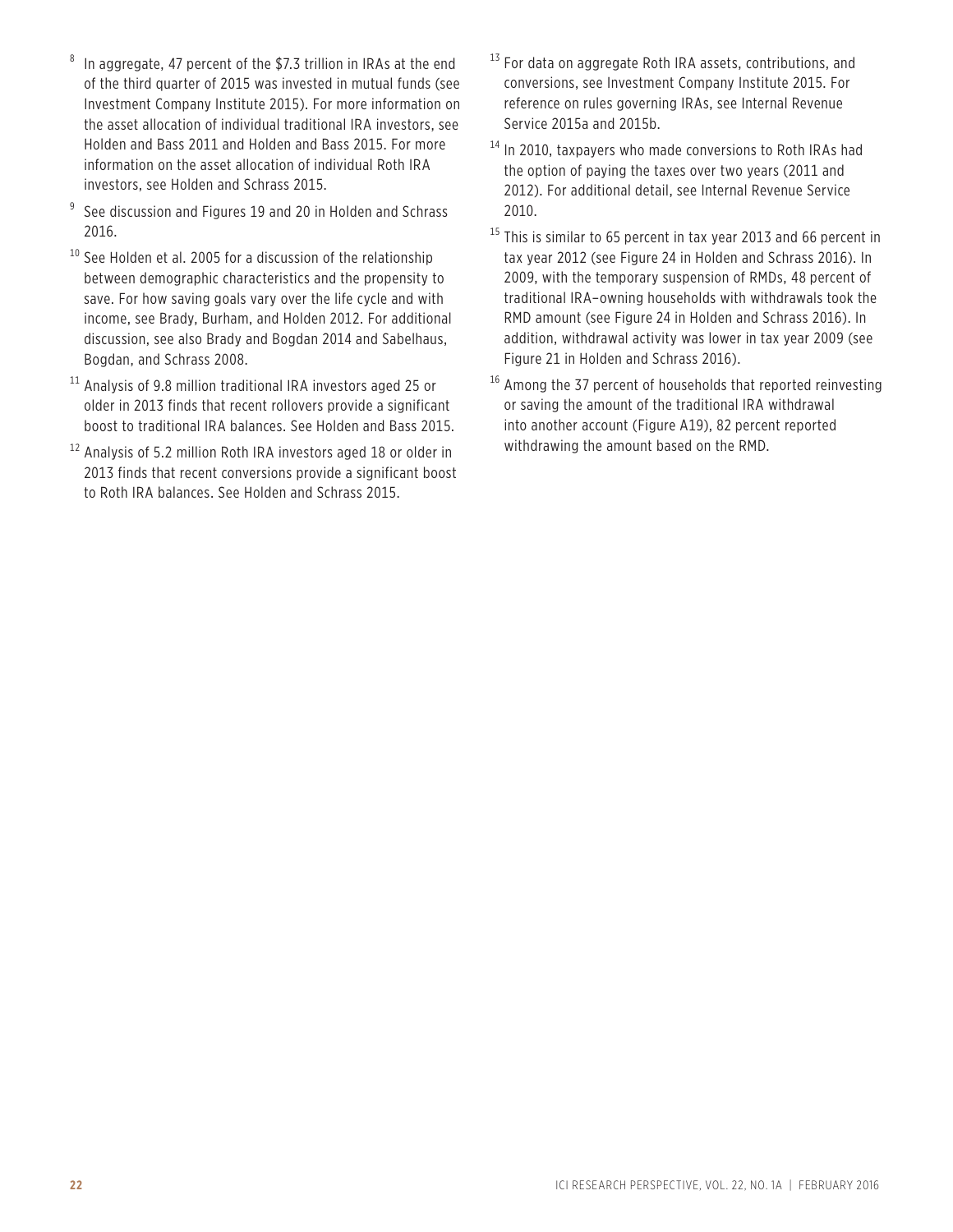[8] In aggregate, 47 percent of the $7.3 trillion in IRAs at the end of the third quarter of 2015 was invested in mutual funds (see Investment Company Institute 2015). For more information on the asset allocation of individual traditional IRA investors, see Holden and Bass 2011 and Holden and Bass 2015. For more information on the asset allocation of individual Roth IRA investors, see Holden and Schrass 2015.

[9] See discussion and Figures 19 and 20 in Holden and Schrass 2016.

[10] See Holden et al. 2005 for a discussion of the relationship between demographic characteristics and the propensity to save. For how saving goals vary over the life cycle and with income, see Brady, Burham, and Holden 2012. For additional discussion, see also Brady and Bogdan 2014 and Sabelhaus, Bogdan, and Schrass 2008.

[11] Analysis of 9.8 million traditional IRA investors aged 25 or older in 2013 finds that recent rollovers provide a significant boost to traditional IRA balances. See Holden and Bass 2015.

[12] Analysis of 5.2 million Roth IRA investors aged 18 or older in 2013 finds that recent conversions provide a significant boost to Roth IRA balances. See Holden and Schrass 2015.

[13] For data on aggregate Roth IRA assets, contributions, and conversions, see Investment Company Institute 2015. For reference on rules governing IRAs, see Internal Revenue Service 2015a and 2015b.

[14] In 2010, taxpayers who made conversions to Roth IRAs had the option of paying the taxes over two years (2011 and 2012). For additional detail, see Internal Revenue Service 2010.

[15] This is similar to 65 percent in tax year 2013 and 66 percent in tax year 2012 (see Figure 24 in Holden and Schrass 2016). In 2009, with the temporary suspension of RMDs, 48 percent of traditional IRA–owning households with withdrawals took the RMD amount (see Figure 24 in Holden and Schrass 2016). In addition, withdrawal activity was lower in tax year 2009 (see Figure 21 in Holden and Schrass 2016).

[16] Among the 37 percent of households that reported reinvesting or saving the amount of the traditional IRA withdrawal into another account (Figure A19), 82 percent reported withdrawing the amount based on the RMD.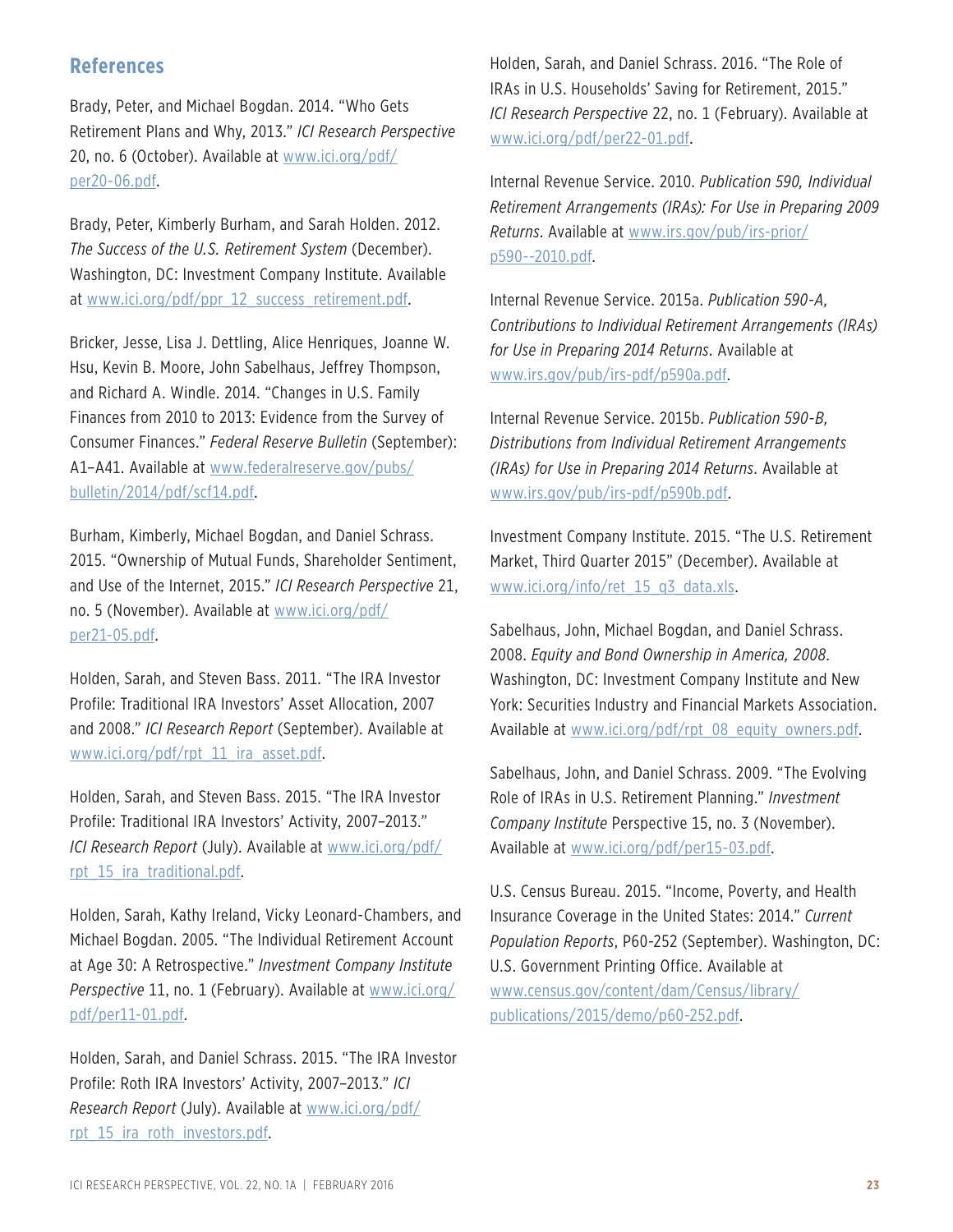## References

Brady, Peter, and Michael Bogdan. 2014. "Who Gets Retirement Plans and Why, 2013." *ICI Research Perspective* 20, no. 6 (October). Available at www.ici.org/pdf/per20-06.pdf.

Brady, Peter, Kimberly Burham, and Sarah Holden. 2012. *The Success of the U.S. Retirement System* (December). Washington, DC: Investment Company Institute. Available at www.ici.org/pdf/ppr_12_success_retirement.pdf.

Bricker, Jesse, Lisa J. Dettling, Alice Henriques, Joanne W. Hsu, Kevin B. Moore, John Sabelhaus, Jeffrey Thompson, and Richard A. Windle. 2014. "Changes in U.S. Family Finances from 2010 to 2013: Evidence from the Survey of Consumer Finances." *Federal Reserve Bulletin* (September): A1–A41. Available at www.federalreserve.gov/pubs/bulletin/2014/pdf/scf14.pdf.

Burham, Kimberly, Michael Bogdan, and Daniel Schrass. 2015. "Ownership of Mutual Funds, Shareholder Sentiment, and Use of the Internet, 2015." *ICI Research Perspective* 21, no. 5 (November). Available at www.ici.org/pdf/per21-05.pdf.

Holden, Sarah, and Steven Bass. 2011. "The IRA Investor Profile: Traditional IRA Investors' Asset Allocation, 2007 and 2008." *ICI Research Report* (September). Available at www.ici.org/pdf/rpt_11_ira_asset.pdf.

Holden, Sarah, and Steven Bass. 2015. "The IRA Investor Profile: Traditional IRA Investors' Activity, 2007–2013." *ICI Research Report* (July). Available at www.ici.org/pdf/rpt_15_ira_traditional.pdf.

Holden, Sarah, Kathy Ireland, Vicky Leonard-Chambers, and Michael Bogdan. 2005. "The Individual Retirement Account at Age 30: A Retrospective." *Investment Company Institute Perspective* 11, no. 1 (February). Available at www.ici.org/pdf/per11-01.pdf.

Holden, Sarah, and Daniel Schrass. 2015. "The IRA Investor Profile: Roth IRA Investors' Activity, 2007–2013." *ICI Research Report* (July). Available at www.ici.org/pdf/rpt_15_ira_roth_investors.pdf.

Holden, Sarah, and Daniel Schrass. 2016. "The Role of IRAs in U.S. Households' Saving for Retirement, 2015." *ICI Research Perspective* 22, no. 1 (February). Available at www.ici.org/pdf/per22-01.pdf.

Internal Revenue Service. 2010. *Publication 590, Individual Retirement Arrangements (IRAs): For Use in Preparing 2009 Returns*. Available at www.irs.gov/pub/irs-prior/p590--2010.pdf.

Internal Revenue Service. 2015a. *Publication 590-A, Contributions to Individual Retirement Arrangements (IRAs) for Use in Preparing 2014 Returns*. Available at www.irs.gov/pub/irs-pdf/p590a.pdf.

Internal Revenue Service. 2015b. *Publication 590-B, Distributions from Individual Retirement Arrangements (IRAs) for Use in Preparing 2014 Returns*. Available at www.irs.gov/pub/irs-pdf/p590b.pdf.

Investment Company Institute. 2015. "The U.S. Retirement Market, Third Quarter 2015" (December). Available at www.ici.org/info/ret_15_q3_data.xls.

Sabelhaus, John, Michael Bogdan, and Daniel Schrass. 2008. *Equity and Bond Ownership in America, 2008*. Washington, DC: Investment Company Institute and New York: Securities Industry and Financial Markets Association. Available at www.ici.org/pdf/rpt_08_equity_owners.pdf.

Sabelhaus, John, and Daniel Schrass. 2009. "The Evolving Role of IRAs in U.S. Retirement Planning." *Investment Company Institute* Perspective 15, no. 3 (November). Available at www.ici.org/pdf/per15-03.pdf.

U.S. Census Bureau. 2015. "Income, Poverty, and Health Insurance Coverage in the United States: 2014." *Current Population Reports*, P60-252 (September). Washington, DC: U.S. Government Printing Office. Available at www.census.gov/content/dam/Census/library/publications/2015/demo/p60-252.pdf.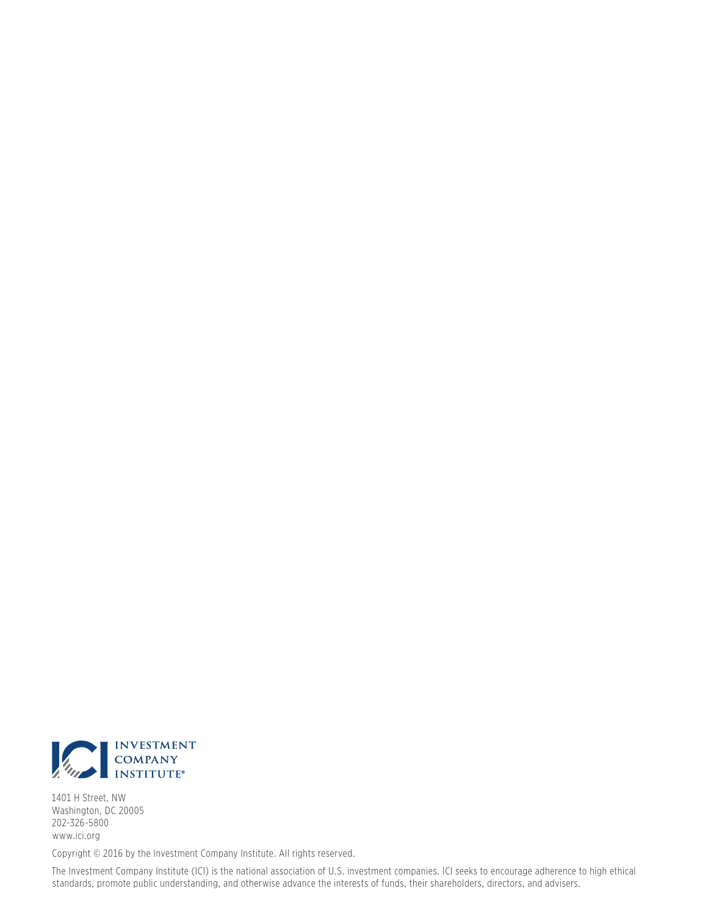INVESTMENT
COMPANY
INSTITUTE®

1401 H Street, NW
Washington, DC 20005
202-326-5800
www.ici.org

Copyright © 2016 by the Investment Company Institute. All rights reserved.

The Investment Company Institute (ICI) is the national association of U.S. investment companies. ICI seeks to encourage adherence to high ethical standards, promote public understanding, and otherwise advance the interests of funds, their shareholders, directors, and advisers.